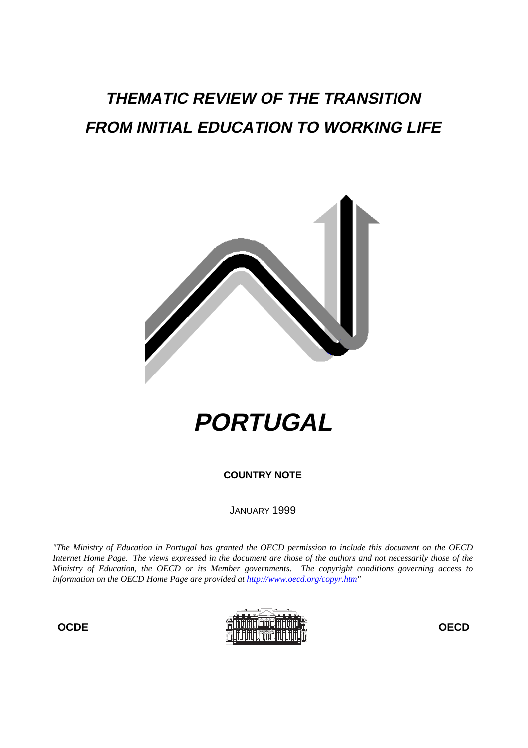# *THEMATIC REVIEW OF THE TRANSITION FROM INITIAL EDUCATION TO WORKING LIFE*

# *PORTUGAL*

**COUNTRY NOTE**

JANUARY 1999

*"The Ministry of Education in Portugal has granted the OECD permission to include this document on the OECD Internet Home Page. The views expressed in the document are those of the authors and not necessarily those of the Ministry of Education, the OECD or its Member governments. The copyright conditions governing access to information on the OECD Home Page are provided at http://www.oecd.org/copyr.htm"*

**OCDE** **OECD**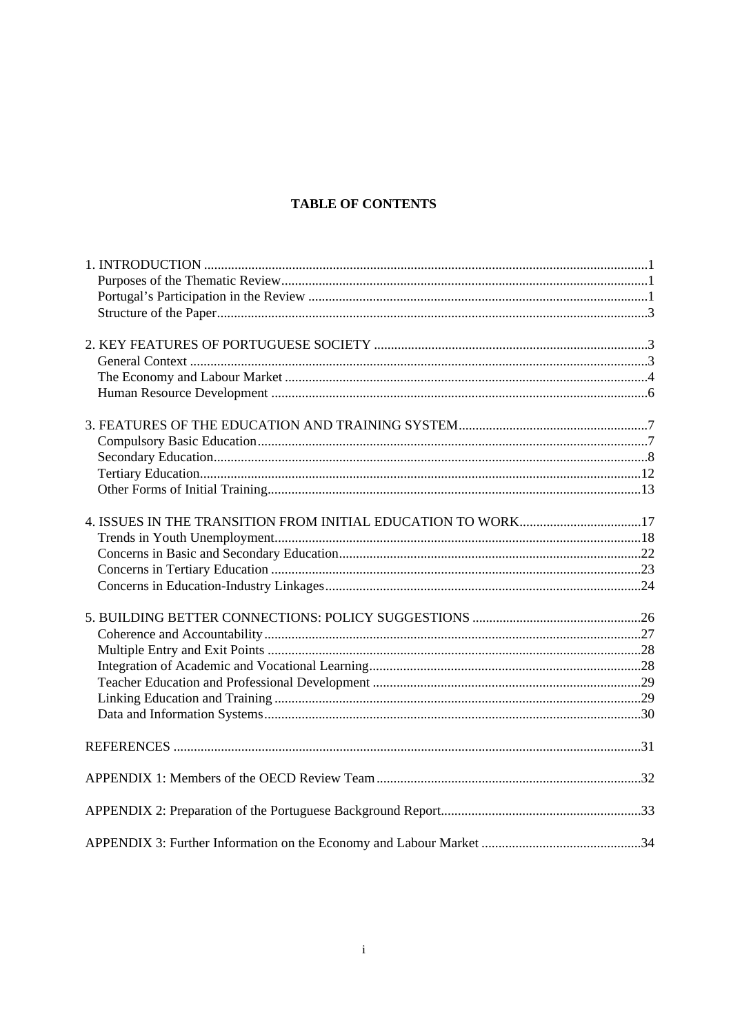# TABLE OF CONTENTS

1. INTRODUCTION .......... 1
   - Purposes of the Thematic Review .......... 1
   - Portugal's Participation in the Review .......... 1
   - Structure of the Paper .......... 3

2. KEY FEATURES OF PORTUGUESE SOCIETY .......... 3
   - General Context .......... 3
   - The Economy and Labour Market .......... 4
   - Human Resource Development .......... 6

3. FEATURES OF THE EDUCATION AND TRAINING SYSTEM .......... 7
   - Compulsory Basic Education .......... 7
   - Secondary Education .......... 8
   - Tertiary Education .......... 12
   - Other Forms of Initial Training .......... 13

4. ISSUES IN THE TRANSITION FROM INITIAL EDUCATION TO WORK .......... 17
   - Trends in Youth Unemployment .......... 18
   - Concerns in Basic and Secondary Education .......... 22
   - Concerns in Tertiary Education .......... 23
   - Concerns in Education-Industry Linkages .......... 24

5. BUILDING BETTER CONNECTIONS: POLICY SUGGESTIONS .......... 26
   - Coherence and Accountability .......... 27
   - Multiple Entry and Exit Points .......... 28
   - Integration of Academic and Vocational Learning .......... 28
   - Teacher Education and Professional Development .......... 29
   - Linking Education and Training .......... 29
   - Data and Information Systems .......... 30

REFERENCES .......... 31

APPENDIX 1: Members of the OECD Review Team .......... 32

APPENDIX 2: Preparation of the Portuguese Background Report .......... 33

APPENDIX 3: Further Information on the Economy and Labour Market .......... 34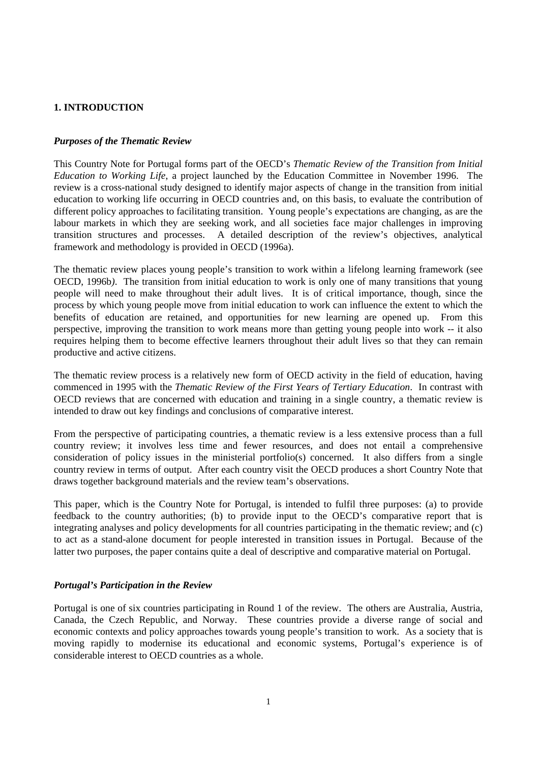## 1. INTRODUCTION

### *Purposes of the Thematic Review*

This Country Note for Portugal forms part of the OECD's *Thematic Review of the Transition from Initial Education to Working Life*, a project launched by the Education Committee in November 1996. The review is a cross-national study designed to identify major aspects of change in the transition from initial education to working life occurring in OECD countries and, on this basis, to evaluate the contribution of different policy approaches to facilitating transition. Young people's expectations are changing, as are the labour markets in which they are seeking work, and all societies face major challenges in improving transition structures and processes. A detailed description of the review's objectives, analytical framework and methodology is provided in OECD (1996a).

The thematic review places young people's transition to work within a lifelong learning framework (see OECD, 1996b*)*. The transition from initial education to work is only one of many transitions that young people will need to make throughout their adult lives. It is of critical importance, though, since the process by which young people move from initial education to work can influence the extent to which the benefits of education are retained, and opportunities for new learning are opened up. From this perspective, improving the transition to work means more than getting young people into work -- it also requires helping them to become effective learners throughout their adult lives so that they can remain productive and active citizens.

The thematic review process is a relatively new form of OECD activity in the field of education, having commenced in 1995 with the *Thematic Review of the First Years of Tertiary Education*. In contrast with OECD reviews that are concerned with education and training in a single country, a thematic review is intended to draw out key findings and conclusions of comparative interest.

From the perspective of participating countries, a thematic review is a less extensive process than a full country review; it involves less time and fewer resources, and does not entail a comprehensive consideration of policy issues in the ministerial portfolio(s) concerned. It also differs from a single country review in terms of output. After each country visit the OECD produces a short Country Note that draws together background materials and the review team's observations.

This paper, which is the Country Note for Portugal, is intended to fulfil three purposes: (a) to provide feedback to the country authorities; (b) to provide input to the OECD's comparative report that is integrating analyses and policy developments for all countries participating in the thematic review; and (c) to act as a stand-alone document for people interested in transition issues in Portugal. Because of the latter two purposes, the paper contains quite a deal of descriptive and comparative material on Portugal.

### *Portugal's Participation in the Review*

Portugal is one of six countries participating in Round 1 of the review. The others are Australia, Austria, Canada, the Czech Republic, and Norway. These countries provide a diverse range of social and economic contexts and policy approaches towards young people's transition to work. As a society that is moving rapidly to modernise its educational and economic systems, Portugal's experience is of considerable interest to OECD countries as a whole.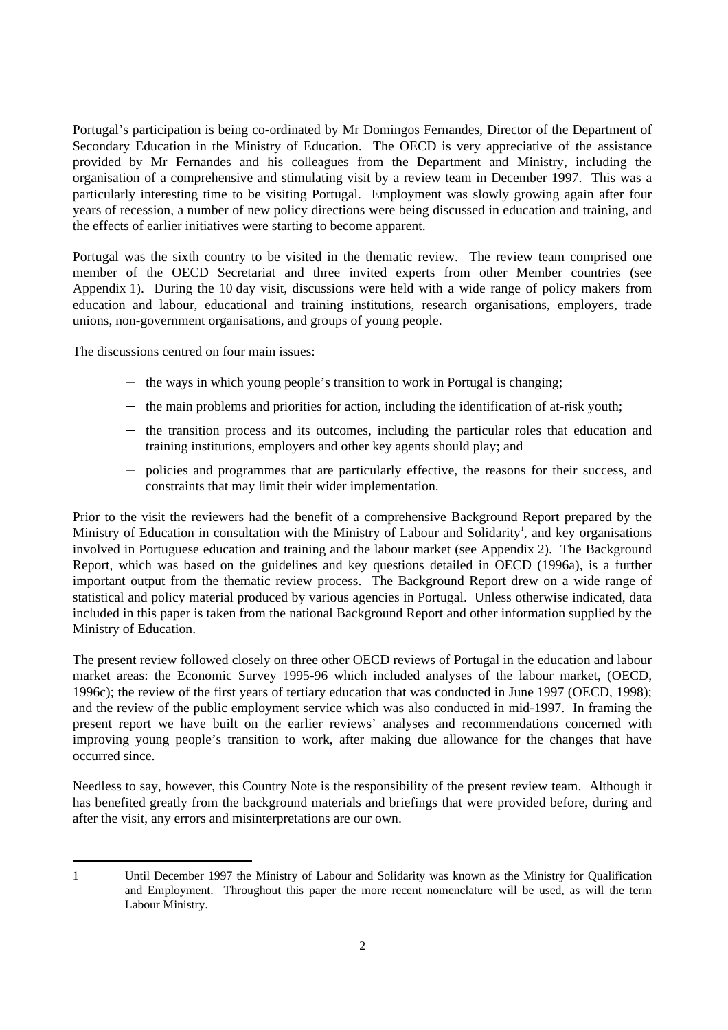Portugal's participation is being co-ordinated by Mr Domingos Fernandes, Director of the Department of Secondary Education in the Ministry of Education. The OECD is very appreciative of the assistance provided by Mr Fernandes and his colleagues from the Department and Ministry, including the organisation of a comprehensive and stimulating visit by a review team in December 1997. This was a particularly interesting time to be visiting Portugal. Employment was slowly growing again after four years of recession, a number of new policy directions were being discussed in education and training, and the effects of earlier initiatives were starting to become apparent.

Portugal was the sixth country to be visited in the thematic review. The review team comprised one member of the OECD Secretariat and three invited experts from other Member countries (see Appendix 1). During the 10 day visit, discussions were held with a wide range of policy makers from education and labour, educational and training institutions, research organisations, employers, trade unions, non-government organisations, and groups of young people.

The discussions centred on four main issues:

- the ways in which young people's transition to work in Portugal is changing;
- the main problems and priorities for action, including the identification of at-risk youth;
- the transition process and its outcomes, including the particular roles that education and training institutions, employers and other key agents should play; and
- policies and programmes that are particularly effective, the reasons for their success, and constraints that may limit their wider implementation.

Prior to the visit the reviewers had the benefit of a comprehensive Background Report prepared by the Ministry of Education in consultation with the Ministry of Labour and Solidarity[1], and key organisations involved in Portuguese education and training and the labour market (see Appendix 2). The Background Report, which was based on the guidelines and key questions detailed in OECD (1996a), is a further important output from the thematic review process. The Background Report drew on a wide range of statistical and policy material produced by various agencies in Portugal. Unless otherwise indicated, data included in this paper is taken from the national Background Report and other information supplied by the Ministry of Education.

The present review followed closely on three other OECD reviews of Portugal in the education and labour market areas: the Economic Survey 1995-96 which included analyses of the labour market, (OECD, 1996c); the review of the first years of tertiary education that was conducted in June 1997 (OECD, 1998); and the review of the public employment service which was also conducted in mid-1997. In framing the present report we have built on the earlier reviews' analyses and recommendations concerned with improving young people's transition to work, after making due allowance for the changes that have occurred since.

Needless to say, however, this Country Note is the responsibility of the present review team. Although it has benefited greatly from the background materials and briefings that were provided before, during and after the visit, any errors and misinterpretations are our own.

---

1 Until December 1997 the Ministry of Labour and Solidarity was known as the Ministry for Qualification and Employment. Throughout this paper the more recent nomenclature will be used, as will the term Labour Ministry.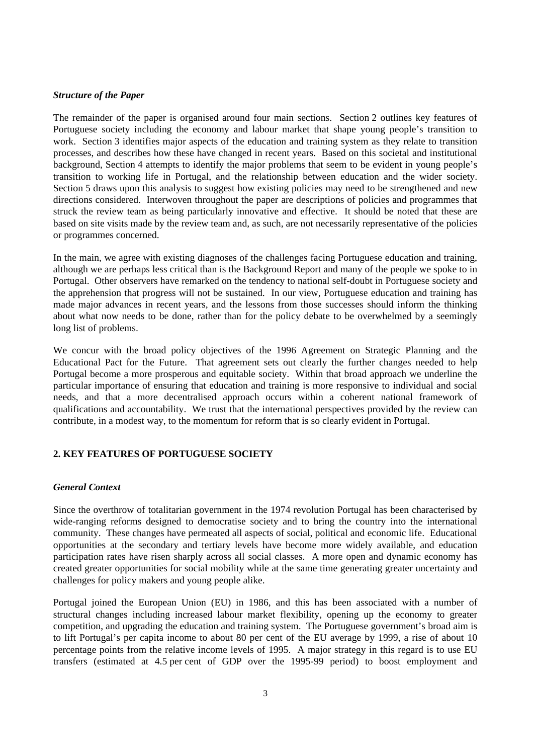### *Structure of the Paper*

The remainder of the paper is organised around four main sections. Section 2 outlines key features of Portuguese society including the economy and labour market that shape young people's transition to work. Section 3 identifies major aspects of the education and training system as they relate to transition processes, and describes how these have changed in recent years. Based on this societal and institutional background, Section 4 attempts to identify the major problems that seem to be evident in young people's transition to working life in Portugal, and the relationship between education and the wider society. Section 5 draws upon this analysis to suggest how existing policies may need to be strengthened and new directions considered. Interwoven throughout the paper are descriptions of policies and programmes that struck the review team as being particularly innovative and effective. It should be noted that these are based on site visits made by the review team and, as such, are not necessarily representative of the policies or programmes concerned.

In the main, we agree with existing diagnoses of the challenges facing Portuguese education and training, although we are perhaps less critical than is the Background Report and many of the people we spoke to in Portugal. Other observers have remarked on the tendency to national self-doubt in Portuguese society and the apprehension that progress will not be sustained. In our view, Portuguese education and training has made major advances in recent years, and the lessons from those successes should inform the thinking about what now needs to be done, rather than for the policy debate to be overwhelmed by a seemingly long list of problems.

We concur with the broad policy objectives of the 1996 Agreement on Strategic Planning and the Educational Pact for the Future. That agreement sets out clearly the further changes needed to help Portugal become a more prosperous and equitable society. Within that broad approach we underline the particular importance of ensuring that education and training is more responsive to individual and social needs, and that a more decentralised approach occurs within a coherent national framework of qualifications and accountability. We trust that the international perspectives provided by the review can contribute, in a modest way, to the momentum for reform that is so clearly evident in Portugal.

## 2. KEY FEATURES OF PORTUGUESE SOCIETY

### *General Context*

Since the overthrow of totalitarian government in the 1974 revolution Portugal has been characterised by wide-ranging reforms designed to democratise society and to bring the country into the international community. These changes have permeated all aspects of social, political and economic life. Educational opportunities at the secondary and tertiary levels have become more widely available, and education participation rates have risen sharply across all social classes. A more open and dynamic economy has created greater opportunities for social mobility while at the same time generating greater uncertainty and challenges for policy makers and young people alike.

Portugal joined the European Union (EU) in 1986, and this has been associated with a number of structural changes including increased labour market flexibility, opening up the economy to greater competition, and upgrading the education and training system. The Portuguese government's broad aim is to lift Portugal's per capita income to about 80 per cent of the EU average by 1999, a rise of about 10 percentage points from the relative income levels of 1995. A major strategy in this regard is to use EU transfers (estimated at 4.5 per cent of GDP over the 1995-99 period) to boost employment and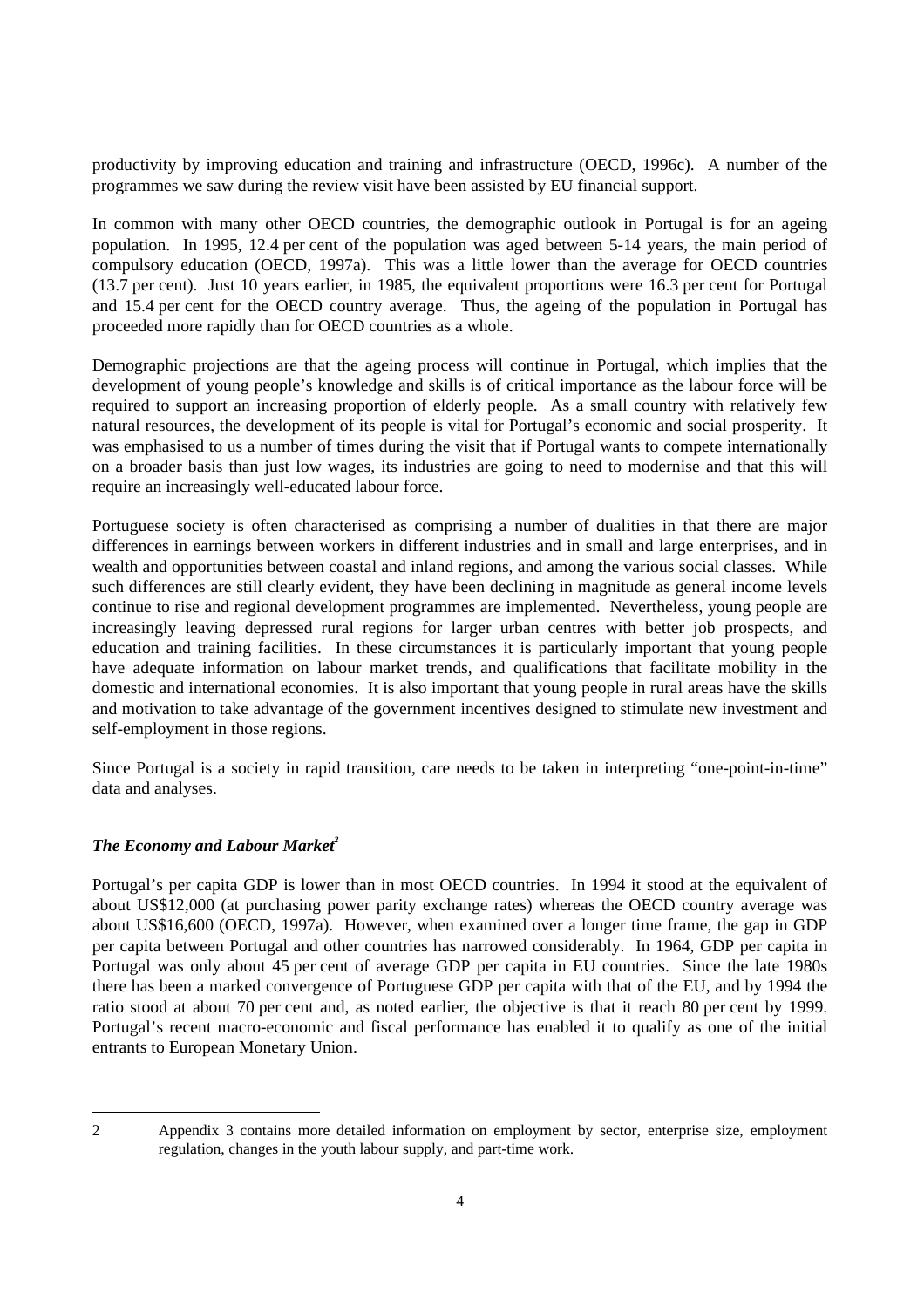productivity by improving education and training and infrastructure (OECD, 1996c). A number of the programmes we saw during the review visit have been assisted by EU financial support.

In common with many other OECD countries, the demographic outlook in Portugal is for an ageing population. In 1995, 12.4 per cent of the population was aged between 5-14 years, the main period of compulsory education (OECD, 1997a). This was a little lower than the average for OECD countries (13.7 per cent). Just 10 years earlier, in 1985, the equivalent proportions were 16.3 per cent for Portugal and 15.4 per cent for the OECD country average. Thus, the ageing of the population in Portugal has proceeded more rapidly than for OECD countries as a whole.

Demographic projections are that the ageing process will continue in Portugal, which implies that the development of young people's knowledge and skills is of critical importance as the labour force will be required to support an increasing proportion of elderly people. As a small country with relatively few natural resources, the development of its people is vital for Portugal's economic and social prosperity. It was emphasised to us a number of times during the visit that if Portugal wants to compete internationally on a broader basis than just low wages, its industries are going to need to modernise and that this will require an increasingly well-educated labour force.

Portuguese society is often characterised as comprising a number of dualities in that there are major differences in earnings between workers in different industries and in small and large enterprises, and in wealth and opportunities between coastal and inland regions, and among the various social classes. While such differences are still clearly evident, they have been declining in magnitude as general income levels continue to rise and regional development programmes are implemented. Nevertheless, young people are increasingly leaving depressed rural regions for larger urban centres with better job prospects, and education and training facilities. In these circumstances it is particularly important that young people have adequate information on labour market trends, and qualifications that facilitate mobility in the domestic and international economies. It is also important that young people in rural areas have the skills and motivation to take advantage of the government incentives designed to stimulate new investment and self-employment in those regions.

Since Portugal is a society in rapid transition, care needs to be taken in interpreting "one-point-in-time" data and analyses.

### *The Economy and Labour Market*[2]

Portugal's per capita GDP is lower than in most OECD countries. In 1994 it stood at the equivalent of about US$12,000 (at purchasing power parity exchange rates) whereas the OECD country average was about US$16,600 (OECD, 1997a). However, when examined over a longer time frame, the gap in GDP per capita between Portugal and other countries has narrowed considerably. In 1964, GDP per capita in Portugal was only about 45 per cent of average GDP per capita in EU countries. Since the late 1980s there has been a marked convergence of Portuguese GDP per capita with that of the EU, and by 1994 the ratio stood at about 70 per cent and, as noted earlier, the objective is that it reach 80 per cent by 1999. Portugal's recent macro-economic and fiscal performance has enabled it to qualify as one of the initial entrants to European Monetary Union.

---

2 Appendix 3 contains more detailed information on employment by sector, enterprise size, employment regulation, changes in the youth labour supply, and part-time work.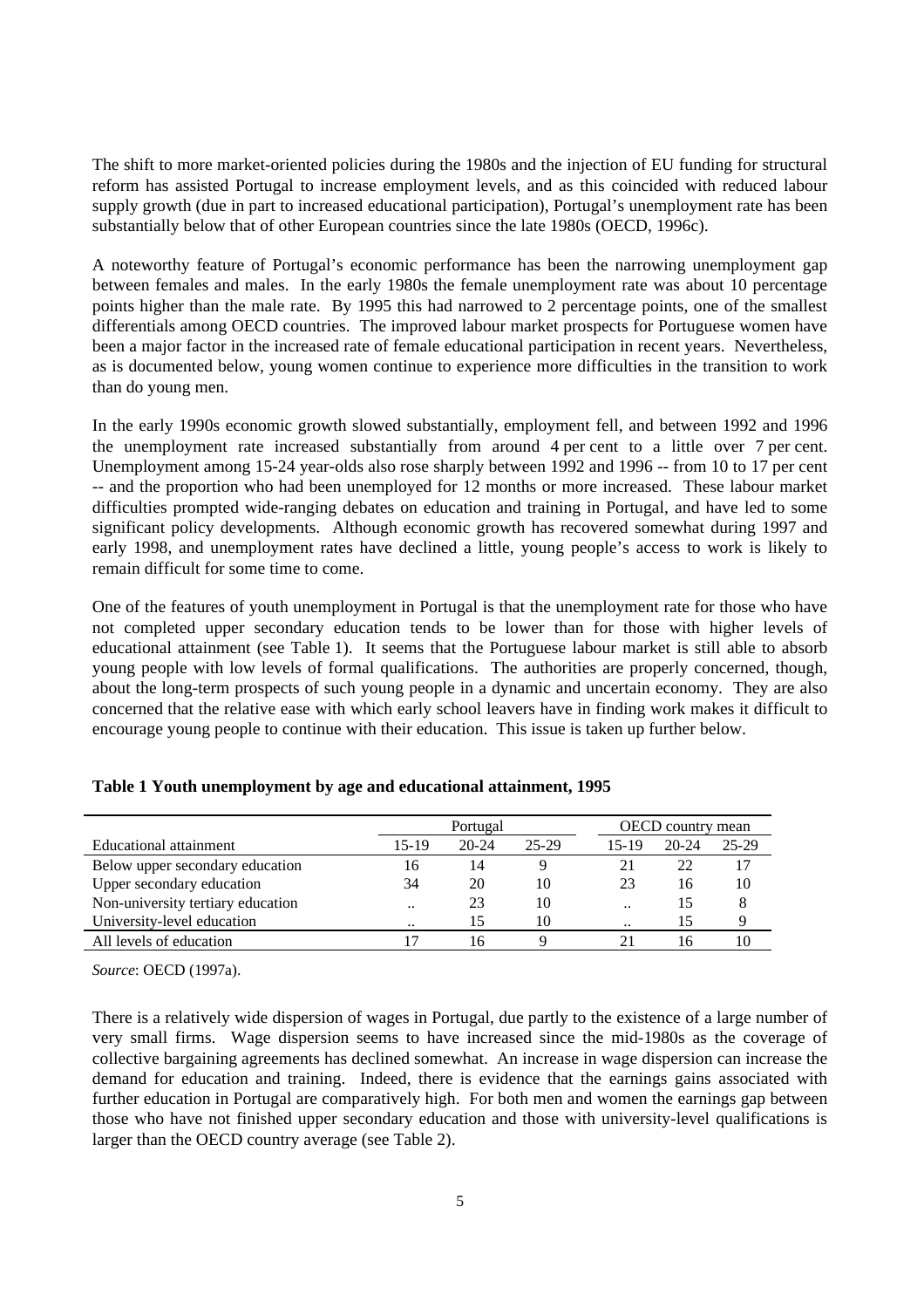The shift to more market-oriented policies during the 1980s and the injection of EU funding for structural reform has assisted Portugal to increase employment levels, and as this coincided with reduced labour supply growth (due in part to increased educational participation), Portugal's unemployment rate has been substantially below that of other European countries since the late 1980s (OECD, 1996c).

A noteworthy feature of Portugal's economic performance has been the narrowing unemployment gap between females and males. In the early 1980s the female unemployment rate was about 10 percentage points higher than the male rate. By 1995 this had narrowed to 2 percentage points, one of the smallest differentials among OECD countries. The improved labour market prospects for Portuguese women have been a major factor in the increased rate of female educational participation in recent years. Nevertheless, as is documented below, young women continue to experience more difficulties in the transition to work than do young men.

In the early 1990s economic growth slowed substantially, employment fell, and between 1992 and 1996 the unemployment rate increased substantially from around 4 per cent to a little over 7 per cent. Unemployment among 15-24 year-olds also rose sharply between 1992 and 1996 -- from 10 to 17 per cent -- and the proportion who had been unemployed for 12 months or more increased. These labour market difficulties prompted wide-ranging debates on education and training in Portugal, and have led to some significant policy developments. Although economic growth has recovered somewhat during 1997 and early 1998, and unemployment rates have declined a little, young people's access to work is likely to remain difficult for some time to come.

One of the features of youth unemployment in Portugal is that the unemployment rate for those who have not completed upper secondary education tends to be lower than for those with higher levels of educational attainment (see Table 1). It seems that the Portuguese labour market is still able to absorb young people with low levels of formal qualifications. The authorities are properly concerned, though, about the long-term prospects of such young people in a dynamic and uncertain economy. They are also concerned that the relative ease with which early school leavers have in finding work makes it difficult to encourage young people to continue with their education. This issue is taken up further below.

**Table 1 Youth unemployment by age and educational attainment, 1995**

| | Portugal | | | OECD country mean | | |
|---|---|---|---|---|---|---|
| Educational attainment | 15-19 | 20-24 | 25-29 | 15-19 | 20-24 | 25-29 |
| Below upper secondary education | 16 | 14 | 9 | 21 | 22 | 17 |
| Upper secondary education | 34 | 20 | 10 | 23 | 16 | 10 |
| Non-university tertiary education | .. | 23 | 10 | .. | 15 | 8 |
| University-level education | .. | 15 | 10 | .. | 15 | 9 |
| All levels of education | 17 | 16 | 9 | 21 | 16 | 10 |

*Source*: OECD (1997a).

There is a relatively wide dispersion of wages in Portugal, due partly to the existence of a large number of very small firms. Wage dispersion seems to have increased since the mid-1980s as the coverage of collective bargaining agreements has declined somewhat. An increase in wage dispersion can increase the demand for education and training. Indeed, there is evidence that the earnings gains associated with further education in Portugal are comparatively high. For both men and women the earnings gap between those who have not finished upper secondary education and those with university-level qualifications is larger than the OECD country average (see Table 2).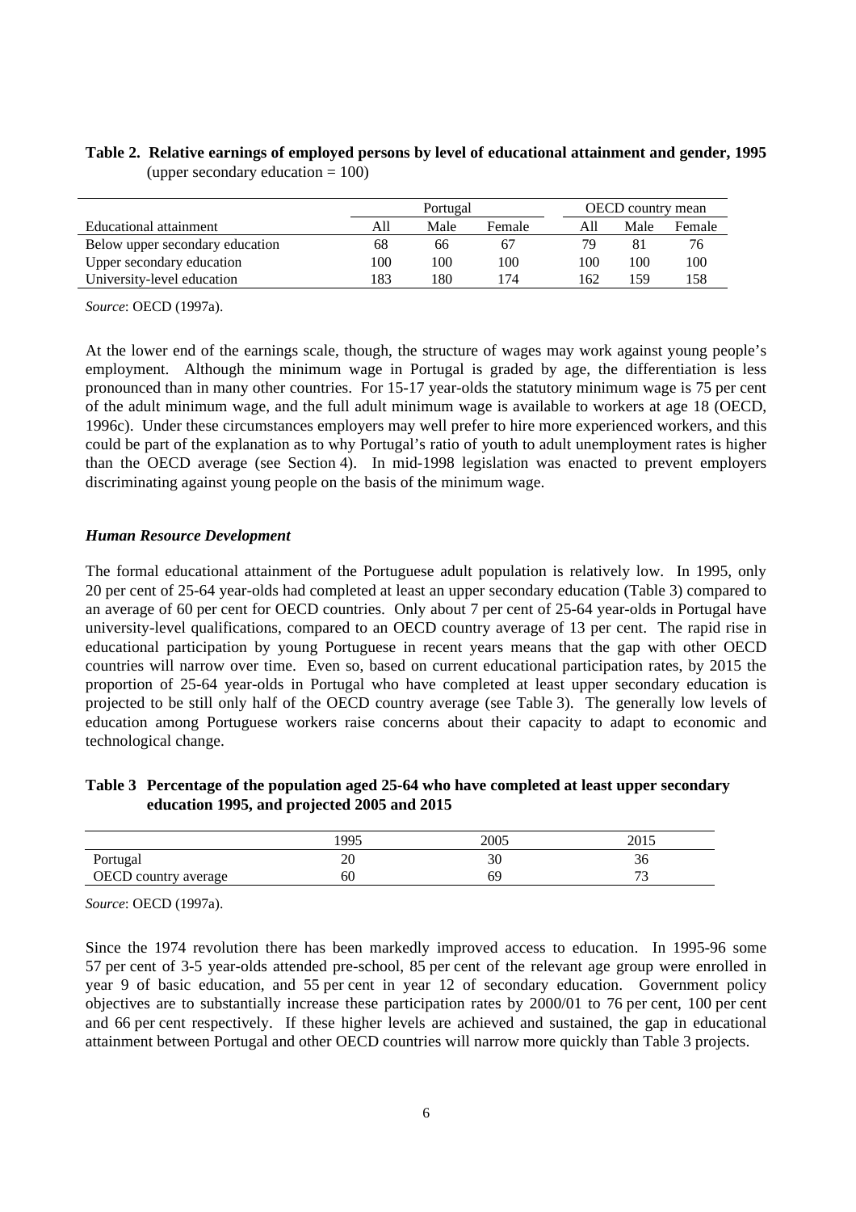**Table 2. Relative earnings of employed persons by level of educational attainment and gender, 1995** (upper secondary education = 100)

| | Portugal | | | OECD country mean | | |
|---|---|---|---|---|---|---|
| Educational attainment | All | Male | Female | All | Male | Female |
| Below upper secondary education | 68 | 66 | 67 | 79 | 81 | 76 |
| Upper secondary education | 100 | 100 | 100 | 100 | 100 | 100 |
| University-level education | 183 | 180 | 174 | 162 | 159 | 158 |

*Source*: OECD (1997a).

At the lower end of the earnings scale, though, the structure of wages may work against young people's employment. Although the minimum wage in Portugal is graded by age, the differentiation is less pronounced than in many other countries. For 15-17 year-olds the statutory minimum wage is 75 per cent of the adult minimum wage, and the full adult minimum wage is available to workers at age 18 (OECD, 1996c). Under these circumstances employers may well prefer to hire more experienced workers, and this could be part of the explanation as to why Portugal's ratio of youth to adult unemployment rates is higher than the OECD average (see Section 4). In mid-1998 legislation was enacted to prevent employers discriminating against young people on the basis of the minimum wage.

### *Human Resource Development*

The formal educational attainment of the Portuguese adult population is relatively low. In 1995, only 20 per cent of 25-64 year-olds had completed at least an upper secondary education (Table 3) compared to an average of 60 per cent for OECD countries. Only about 7 per cent of 25-64 year-olds in Portugal have university-level qualifications, compared to an OECD country average of 13 per cent. The rapid rise in educational participation by young Portuguese in recent years means that the gap with other OECD countries will narrow over time. Even so, based on current educational participation rates, by 2015 the proportion of 25-64 year-olds in Portugal who have completed at least upper secondary education is projected to be still only half of the OECD country average (see Table 3). The generally low levels of education among Portuguese workers raise concerns about their capacity to adapt to economic and technological change.

**Table 3 Percentage of the population aged 25-64 who have completed at least upper secondary education 1995, and projected 2005 and 2015**

| | 1995 | 2005 | 2015 |
|---|---|---|---|
| Portugal | 20 | 30 | 36 |
| OECD country average | 60 | 69 | 73 |

*Source*: OECD (1997a).

Since the 1974 revolution there has been markedly improved access to education. In 1995-96 some 57 per cent of 3-5 year-olds attended pre-school, 85 per cent of the relevant age group were enrolled in year 9 of basic education, and 55 per cent in year 12 of secondary education. Government policy objectives are to substantially increase these participation rates by 2000/01 to 76 per cent, 100 per cent and 66 per cent respectively. If these higher levels are achieved and sustained, the gap in educational attainment between Portugal and other OECD countries will narrow more quickly than Table 3 projects.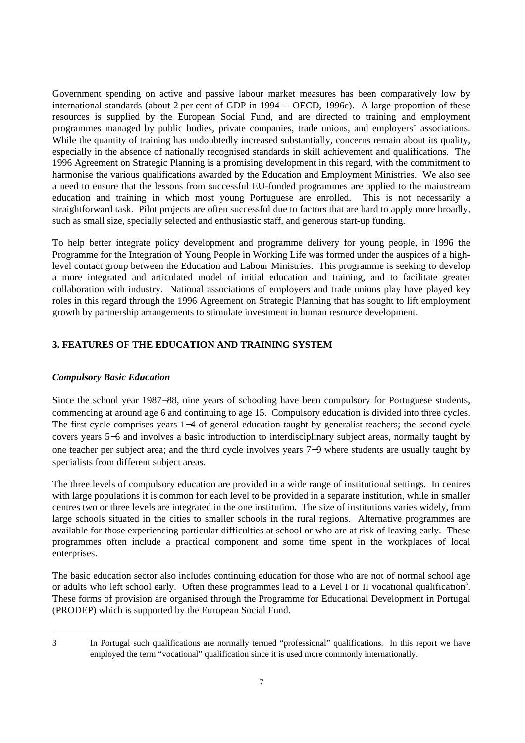Government spending on active and passive labour market measures has been comparatively low by international standards (about 2 per cent of GDP in 1994 -- OECD, 1996c). A large proportion of these resources is supplied by the European Social Fund, and are directed to training and employment programmes managed by public bodies, private companies, trade unions, and employers' associations. While the quantity of training has undoubtedly increased substantially, concerns remain about its quality, especially in the absence of nationally recognised standards in skill achievement and qualifications. The 1996 Agreement on Strategic Planning is a promising development in this regard, with the commitment to harmonise the various qualifications awarded by the Education and Employment Ministries. We also see a need to ensure that the lessons from successful EU-funded programmes are applied to the mainstream education and training in which most young Portuguese are enrolled. This is not necessarily a straightforward task. Pilot projects are often successful due to factors that are hard to apply more broadly, such as small size, specially selected and enthusiastic staff, and generous start-up funding.

To help better integrate policy development and programme delivery for young people, in 1996 the Programme for the Integration of Young People in Working Life was formed under the auspices of a high-level contact group between the Education and Labour Ministries. This programme is seeking to develop a more integrated and articulated model of initial education and training, and to facilitate greater collaboration with industry. National associations of employers and trade unions play have played key roles in this regard through the 1996 Agreement on Strategic Planning that has sought to lift employment growth by partnership arrangements to stimulate investment in human resource development.

## 3. FEATURES OF THE EDUCATION AND TRAINING SYSTEM

### *Compulsory Basic Education*

Since the school year 1987−88, nine years of schooling have been compulsory for Portuguese students, commencing at around age 6 and continuing to age 15. Compulsory education is divided into three cycles. The first cycle comprises years 1−4 of general education taught by generalist teachers; the second cycle covers years 5−6 and involves a basic introduction to interdisciplinary subject areas, normally taught by one teacher per subject area; and the third cycle involves years 7−9 where students are usually taught by specialists from different subject areas.

The three levels of compulsory education are provided in a wide range of institutional settings. In centres with large populations it is common for each level to be provided in a separate institution, while in smaller centres two or three levels are integrated in the one institution. The size of institutions varies widely, from large schools situated in the cities to smaller schools in the rural regions. Alternative programmes are available for those experiencing particular difficulties at school or who are at risk of leaving early. These programmes often include a practical component and some time spent in the workplaces of local enterprises.

The basic education sector also includes continuing education for those who are not of normal school age or adults who left school early. Often these programmes lead to a Level I or II vocational qualification[3]. These forms of provision are organised through the Programme for Educational Development in Portugal (PRODEP) which is supported by the European Social Fund.

3 In Portugal such qualifications are normally termed "professional" qualifications. In this report we have employed the term "vocational" qualification since it is used more commonly internationally.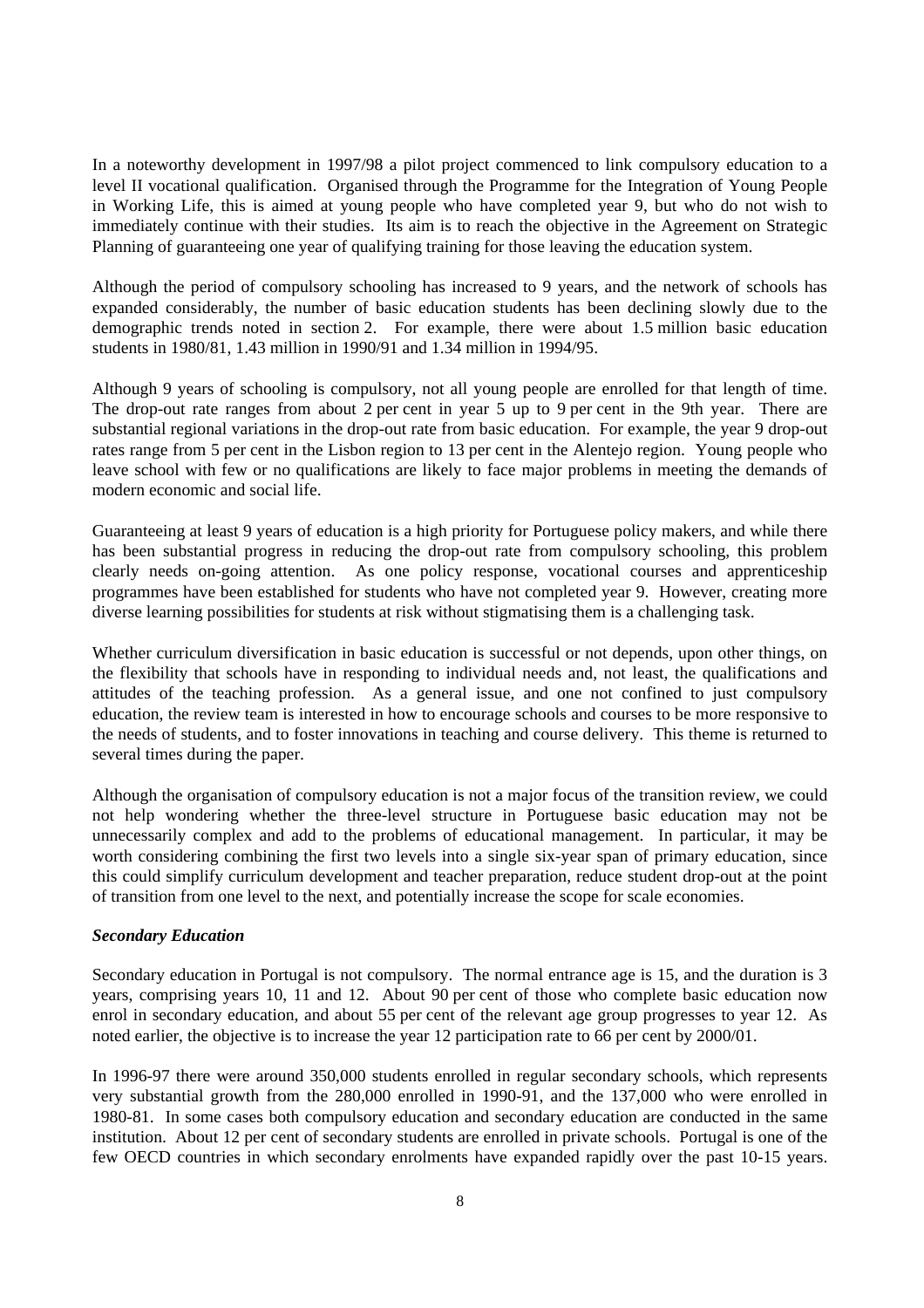In a noteworthy development in 1997/98 a pilot project commenced to link compulsory education to a level II vocational qualification. Organised through the Programme for the Integration of Young People in Working Life, this is aimed at young people who have completed year 9, but who do not wish to immediately continue with their studies. Its aim is to reach the objective in the Agreement on Strategic Planning of guaranteeing one year of qualifying training for those leaving the education system.

Although the period of compulsory schooling has increased to 9 years, and the network of schools has expanded considerably, the number of basic education students has been declining slowly due to the demographic trends noted in section 2. For example, there were about 1.5 million basic education students in 1980/81, 1.43 million in 1990/91 and 1.34 million in 1994/95.

Although 9 years of schooling is compulsory, not all young people are enrolled for that length of time. The drop-out rate ranges from about 2 per cent in year 5 up to 9 per cent in the 9th year. There are substantial regional variations in the drop-out rate from basic education. For example, the year 9 drop-out rates range from 5 per cent in the Lisbon region to 13 per cent in the Alentejo region. Young people who leave school with few or no qualifications are likely to face major problems in meeting the demands of modern economic and social life.

Guaranteeing at least 9 years of education is a high priority for Portuguese policy makers, and while there has been substantial progress in reducing the drop-out rate from compulsory schooling, this problem clearly needs on-going attention. As one policy response, vocational courses and apprenticeship programmes have been established for students who have not completed year 9. However, creating more diverse learning possibilities for students at risk without stigmatising them is a challenging task.

Whether curriculum diversification in basic education is successful or not depends, upon other things, on the flexibility that schools have in responding to individual needs and, not least, the qualifications and attitudes of the teaching profession. As a general issue, and one not confined to just compulsory education, the review team is interested in how to encourage schools and courses to be more responsive to the needs of students, and to foster innovations in teaching and course delivery. This theme is returned to several times during the paper.

Although the organisation of compulsory education is not a major focus of the transition review, we could not help wondering whether the three-level structure in Portuguese basic education may not be unnecessarily complex and add to the problems of educational management. In particular, it may be worth considering combining the first two levels into a single six-year span of primary education, since this could simplify curriculum development and teacher preparation, reduce student drop-out at the point of transition from one level to the next, and potentially increase the scope for scale economies.

***Secondary Education***

Secondary education in Portugal is not compulsory. The normal entrance age is 15, and the duration is 3 years, comprising years 10, 11 and 12. About 90 per cent of those who complete basic education now enrol in secondary education, and about 55 per cent of the relevant age group progresses to year 12. As noted earlier, the objective is to increase the year 12 participation rate to 66 per cent by 2000/01.

In 1996-97 there were around 350,000 students enrolled in regular secondary schools, which represents very substantial growth from the 280,000 enrolled in 1990-91, and the 137,000 who were enrolled in 1980-81. In some cases both compulsory education and secondary education are conducted in the same institution. About 12 per cent of secondary students are enrolled in private schools. Portugal is one of the few OECD countries in which secondary enrolments have expanded rapidly over the past 10-15 years.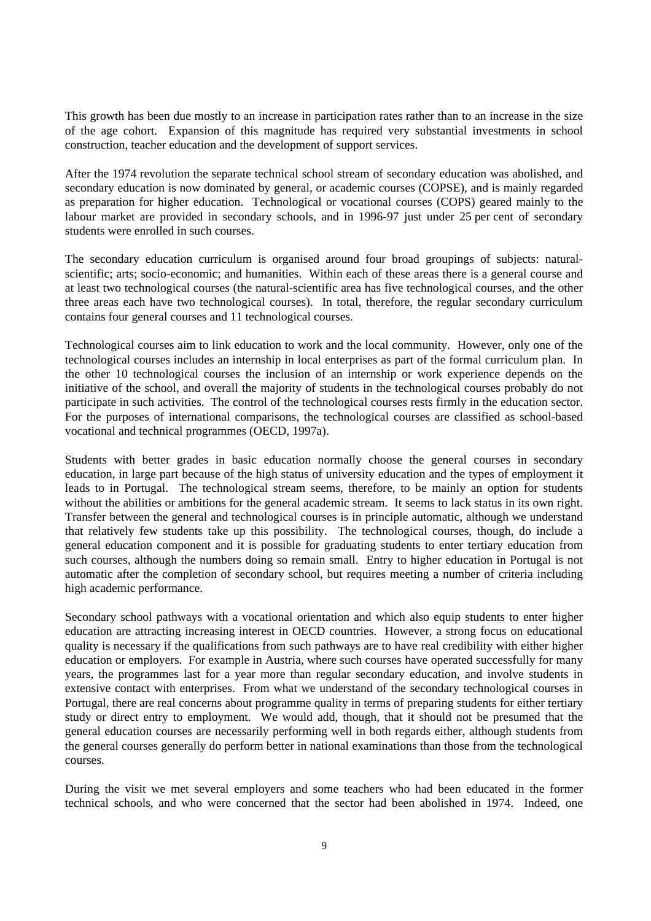This growth has been due mostly to an increase in participation rates rather than to an increase in the size of the age cohort. Expansion of this magnitude has required very substantial investments in school construction, teacher education and the development of support services.

After the 1974 revolution the separate technical school stream of secondary education was abolished, and secondary education is now dominated by general, or academic courses (COPSE), and is mainly regarded as preparation for higher education. Technological or vocational courses (COPS) geared mainly to the labour market are provided in secondary schools, and in 1996-97 just under 25 per cent of secondary students were enrolled in such courses.

The secondary education curriculum is organised around four broad groupings of subjects: natural-scientific; arts; socio-economic; and humanities. Within each of these areas there is a general course and at least two technological courses (the natural-scientific area has five technological courses, and the other three areas each have two technological courses). In total, therefore, the regular secondary curriculum contains four general courses and 11 technological courses.

Technological courses aim to link education to work and the local community. However, only one of the technological courses includes an internship in local enterprises as part of the formal curriculum plan. In the other 10 technological courses the inclusion of an internship or work experience depends on the initiative of the school, and overall the majority of students in the technological courses probably do not participate in such activities. The control of the technological courses rests firmly in the education sector. For the purposes of international comparisons, the technological courses are classified as school-based vocational and technical programmes (OECD, 1997a).

Students with better grades in basic education normally choose the general courses in secondary education, in large part because of the high status of university education and the types of employment it leads to in Portugal. The technological stream seems, therefore, to be mainly an option for students without the abilities or ambitions for the general academic stream. It seems to lack status in its own right. Transfer between the general and technological courses is in principle automatic, although we understand that relatively few students take up this possibility. The technological courses, though, do include a general education component and it is possible for graduating students to enter tertiary education from such courses, although the numbers doing so remain small. Entry to higher education in Portugal is not automatic after the completion of secondary school, but requires meeting a number of criteria including high academic performance.

Secondary school pathways with a vocational orientation and which also equip students to enter higher education are attracting increasing interest in OECD countries. However, a strong focus on educational quality is necessary if the qualifications from such pathways are to have real credibility with either higher education or employers. For example in Austria, where such courses have operated successfully for many years, the programmes last for a year more than regular secondary education, and involve students in extensive contact with enterprises. From what we understand of the secondary technological courses in Portugal, there are real concerns about programme quality in terms of preparing students for either tertiary study or direct entry to employment. We would add, though, that it should not be presumed that the general education courses are necessarily performing well in both regards either, although students from the general courses generally do perform better in national examinations than those from the technological courses.

During the visit we met several employers and some teachers who had been educated in the former technical schools, and who were concerned that the sector had been abolished in 1974. Indeed, one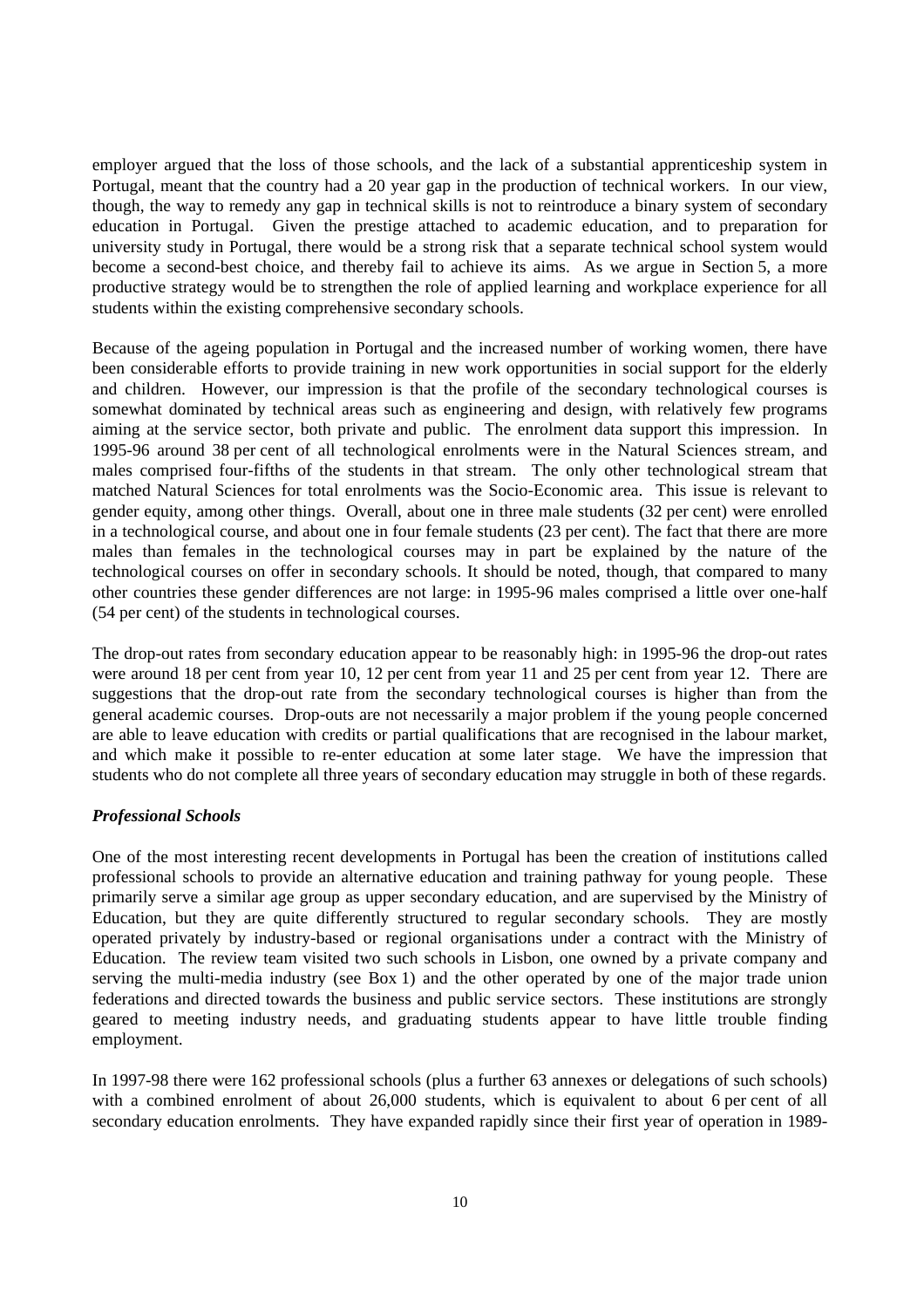employer argued that the loss of those schools, and the lack of a substantial apprenticeship system in Portugal, meant that the country had a 20 year gap in the production of technical workers. In our view, though, the way to remedy any gap in technical skills is not to reintroduce a binary system of secondary education in Portugal. Given the prestige attached to academic education, and to preparation for university study in Portugal, there would be a strong risk that a separate technical school system would become a second-best choice, and thereby fail to achieve its aims. As we argue in Section 5, a more productive strategy would be to strengthen the role of applied learning and workplace experience for all students within the existing comprehensive secondary schools.

Because of the ageing population in Portugal and the increased number of working women, there have been considerable efforts to provide training in new work opportunities in social support for the elderly and children. However, our impression is that the profile of the secondary technological courses is somewhat dominated by technical areas such as engineering and design, with relatively few programs aiming at the service sector, both private and public. The enrolment data support this impression. In 1995-96 around 38 per cent of all technological enrolments were in the Natural Sciences stream, and males comprised four-fifths of the students in that stream. The only other technological stream that matched Natural Sciences for total enrolments was the Socio-Economic area. This issue is relevant to gender equity, among other things. Overall, about one in three male students (32 per cent) were enrolled in a technological course, and about one in four female students (23 per cent). The fact that there are more males than females in the technological courses may in part be explained by the nature of the technological courses on offer in secondary schools. It should be noted, though, that compared to many other countries these gender differences are not large: in 1995-96 males comprised a little over one-half (54 per cent) of the students in technological courses.

The drop-out rates from secondary education appear to be reasonably high: in 1995-96 the drop-out rates were around 18 per cent from year 10, 12 per cent from year 11 and 25 per cent from year 12. There are suggestions that the drop-out rate from the secondary technological courses is higher than from the general academic courses. Drop-outs are not necessarily a major problem if the young people concerned are able to leave education with credits or partial qualifications that are recognised in the labour market, and which make it possible to re-enter education at some later stage. We have the impression that students who do not complete all three years of secondary education may struggle in both of these regards.

### *Professional Schools*

One of the most interesting recent developments in Portugal has been the creation of institutions called professional schools to provide an alternative education and training pathway for young people. These primarily serve a similar age group as upper secondary education, and are supervised by the Ministry of Education, but they are quite differently structured to regular secondary schools. They are mostly operated privately by industry-based or regional organisations under a contract with the Ministry of Education. The review team visited two such schools in Lisbon, one owned by a private company and serving the multi-media industry (see Box 1) and the other operated by one of the major trade union federations and directed towards the business and public service sectors. These institutions are strongly geared to meeting industry needs, and graduating students appear to have little trouble finding employment.

In 1997-98 there were 162 professional schools (plus a further 63 annexes or delegations of such schools) with a combined enrolment of about 26,000 students, which is equivalent to about 6 per cent of all secondary education enrolments. They have expanded rapidly since their first year of operation in 1989-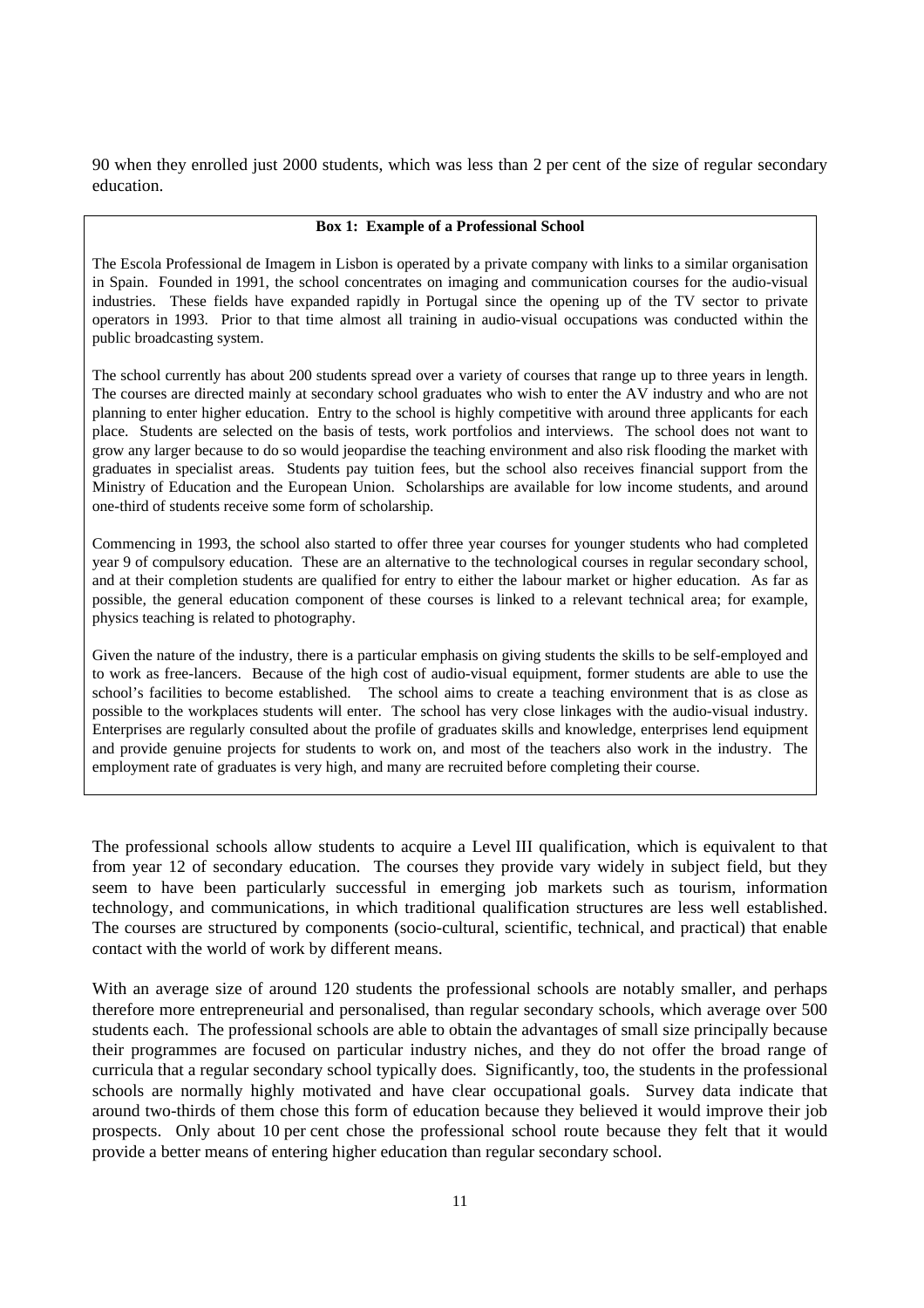90 when they enrolled just 2000 students, which was less than 2 per cent of the size of regular secondary education.

> **Box 1: Example of a Professional School**
>
> The Escola Professional de Imagem in Lisbon is operated by a private company with links to a similar organisation in Spain. Founded in 1991, the school concentrates on imaging and communication courses for the audio-visual industries. These fields have expanded rapidly in Portugal since the opening up of the TV sector to private operators in 1993. Prior to that time almost all training in audio-visual occupations was conducted within the public broadcasting system.
>
> The school currently has about 200 students spread over a variety of courses that range up to three years in length. The courses are directed mainly at secondary school graduates who wish to enter the AV industry and who are not planning to enter higher education. Entry to the school is highly competitive with around three applicants for each place. Students are selected on the basis of tests, work portfolios and interviews. The school does not want to grow any larger because to do so would jeopardise the teaching environment and also risk flooding the market with graduates in specialist areas. Students pay tuition fees, but the school also receives financial support from the Ministry of Education and the European Union. Scholarships are available for low income students, and around one-third of students receive some form of scholarship.
>
> Commencing in 1993, the school also started to offer three year courses for younger students who had completed year 9 of compulsory education. These are an alternative to the technological courses in regular secondary school, and at their completion students are qualified for entry to either the labour market or higher education. As far as possible, the general education component of these courses is linked to a relevant technical area; for example, physics teaching is related to photography.
>
> Given the nature of the industry, there is a particular emphasis on giving students the skills to be self-employed and to work as free-lancers. Because of the high cost of audio-visual equipment, former students are able to use the school's facilities to become established. The school aims to create a teaching environment that is as close as possible to the workplaces students will enter. The school has very close linkages with the audio-visual industry. Enterprises are regularly consulted about the profile of graduates skills and knowledge, enterprises lend equipment and provide genuine projects for students to work on, and most of the teachers also work in the industry. The employment rate of graduates is very high, and many are recruited before completing their course.

The professional schools allow students to acquire a Level III qualification, which is equivalent to that from year 12 of secondary education. The courses they provide vary widely in subject field, but they seem to have been particularly successful in emerging job markets such as tourism, information technology, and communications, in which traditional qualification structures are less well established. The courses are structured by components (socio-cultural, scientific, technical, and practical) that enable contact with the world of work by different means.

With an average size of around 120 students the professional schools are notably smaller, and perhaps therefore more entrepreneurial and personalised, than regular secondary schools, which average over 500 students each. The professional schools are able to obtain the advantages of small size principally because their programmes are focused on particular industry niches, and they do not offer the broad range of curricula that a regular secondary school typically does. Significantly, too, the students in the professional schools are normally highly motivated and have clear occupational goals. Survey data indicate that around two-thirds of them chose this form of education because they believed it would improve their job prospects. Only about 10 per cent chose the professional school route because they felt that it would provide a better means of entering higher education than regular secondary school.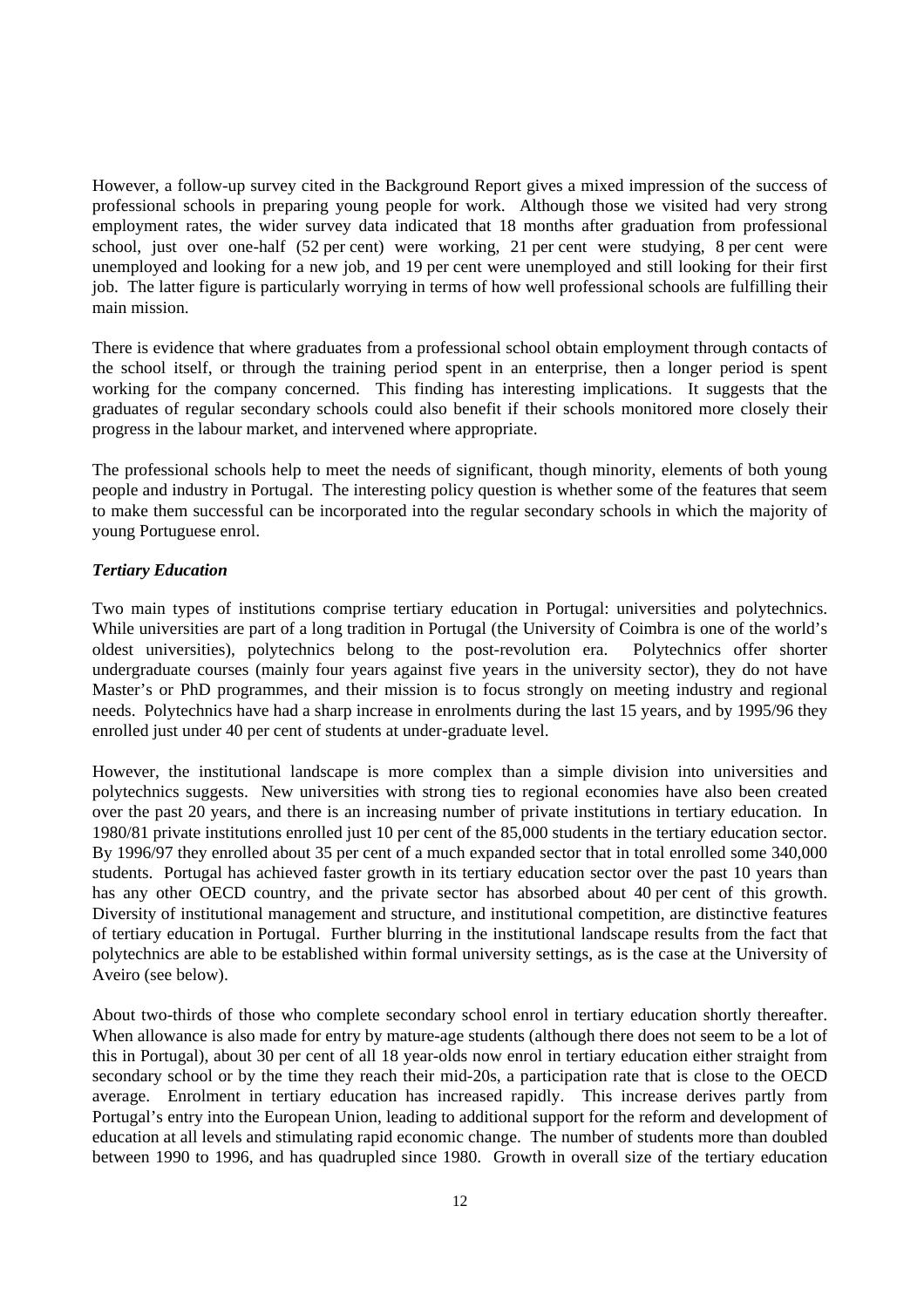However, a follow-up survey cited in the Background Report gives a mixed impression of the success of professional schools in preparing young people for work. Although those we visited had very strong employment rates, the wider survey data indicated that 18 months after graduation from professional school, just over one-half (52 per cent) were working, 21 per cent were studying, 8 per cent were unemployed and looking for a new job, and 19 per cent were unemployed and still looking for their first job. The latter figure is particularly worrying in terms of how well professional schools are fulfilling their main mission.

There is evidence that where graduates from a professional school obtain employment through contacts of the school itself, or through the training period spent in an enterprise, then a longer period is spent working for the company concerned. This finding has interesting implications. It suggests that the graduates of regular secondary schools could also benefit if their schools monitored more closely their progress in the labour market, and intervened where appropriate.

The professional schools help to meet the needs of significant, though minority, elements of both young people and industry in Portugal. The interesting policy question is whether some of the features that seem to make them successful can be incorporated into the regular secondary schools in which the majority of young Portuguese enrol.

***Tertiary Education***

Two main types of institutions comprise tertiary education in Portugal: universities and polytechnics. While universities are part of a long tradition in Portugal (the University of Coimbra is one of the world's oldest universities), polytechnics belong to the post-revolution era. Polytechnics offer shorter undergraduate courses (mainly four years against five years in the university sector), they do not have Master's or PhD programmes, and their mission is to focus strongly on meeting industry and regional needs. Polytechnics have had a sharp increase in enrolments during the last 15 years, and by 1995/96 they enrolled just under 40 per cent of students at under-graduate level.

However, the institutional landscape is more complex than a simple division into universities and polytechnics suggests. New universities with strong ties to regional economies have also been created over the past 20 years, and there is an increasing number of private institutions in tertiary education. In 1980/81 private institutions enrolled just 10 per cent of the 85,000 students in the tertiary education sector. By 1996/97 they enrolled about 35 per cent of a much expanded sector that in total enrolled some 340,000 students. Portugal has achieved faster growth in its tertiary education sector over the past 10 years than has any other OECD country, and the private sector has absorbed about 40 per cent of this growth. Diversity of institutional management and structure, and institutional competition, are distinctive features of tertiary education in Portugal. Further blurring in the institutional landscape results from the fact that polytechnics are able to be established within formal university settings, as is the case at the University of Aveiro (see below).

About two-thirds of those who complete secondary school enrol in tertiary education shortly thereafter. When allowance is also made for entry by mature-age students (although there does not seem to be a lot of this in Portugal), about 30 per cent of all 18 year-olds now enrol in tertiary education either straight from secondary school or by the time they reach their mid-20s, a participation rate that is close to the OECD average. Enrolment in tertiary education has increased rapidly. This increase derives partly from Portugal's entry into the European Union, leading to additional support for the reform and development of education at all levels and stimulating rapid economic change. The number of students more than doubled between 1990 to 1996, and has quadrupled since 1980. Growth in overall size of the tertiary education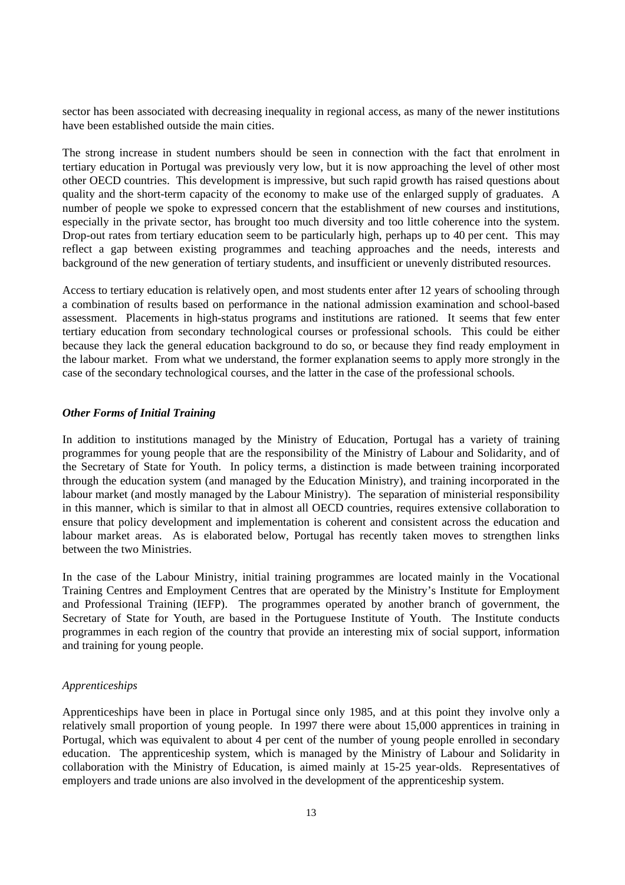sector has been associated with decreasing inequality in regional access, as many of the newer institutions have been established outside the main cities.

The strong increase in student numbers should be seen in connection with the fact that enrolment in tertiary education in Portugal was previously very low, but it is now approaching the level of other most other OECD countries. This development is impressive, but such rapid growth has raised questions about quality and the short-term capacity of the economy to make use of the enlarged supply of graduates. A number of people we spoke to expressed concern that the establishment of new courses and institutions, especially in the private sector, has brought too much diversity and too little coherence into the system. Drop-out rates from tertiary education seem to be particularly high, perhaps up to 40 per cent. This may reflect a gap between existing programmes and teaching approaches and the needs, interests and background of the new generation of tertiary students, and insufficient or unevenly distributed resources.

Access to tertiary education is relatively open, and most students enter after 12 years of schooling through a combination of results based on performance in the national admission examination and school-based assessment. Placements in high-status programs and institutions are rationed. It seems that few enter tertiary education from secondary technological courses or professional schools. This could be either because they lack the general education background to do so, or because they find ready employment in the labour market. From what we understand, the former explanation seems to apply more strongly in the case of the secondary technological courses, and the latter in the case of the professional schools.

### *Other Forms of Initial Training*

In addition to institutions managed by the Ministry of Education, Portugal has a variety of training programmes for young people that are the responsibility of the Ministry of Labour and Solidarity, and of the Secretary of State for Youth. In policy terms, a distinction is made between training incorporated through the education system (and managed by the Education Ministry), and training incorporated in the labour market (and mostly managed by the Labour Ministry). The separation of ministerial responsibility in this manner, which is similar to that in almost all OECD countries, requires extensive collaboration to ensure that policy development and implementation is coherent and consistent across the education and labour market areas. As is elaborated below, Portugal has recently taken moves to strengthen links between the two Ministries.

In the case of the Labour Ministry, initial training programmes are located mainly in the Vocational Training Centres and Employment Centres that are operated by the Ministry's Institute for Employment and Professional Training (IEFP). The programmes operated by another branch of government, the Secretary of State for Youth, are based in the Portuguese Institute of Youth. The Institute conducts programmes in each region of the country that provide an interesting mix of social support, information and training for young people.

#### *Apprenticeships*

Apprenticeships have been in place in Portugal since only 1985, and at this point they involve only a relatively small proportion of young people. In 1997 there were about 15,000 apprentices in training in Portugal, which was equivalent to about 4 per cent of the number of young people enrolled in secondary education. The apprenticeship system, which is managed by the Ministry of Labour and Solidarity in collaboration with the Ministry of Education, is aimed mainly at 15-25 year-olds. Representatives of employers and trade unions are also involved in the development of the apprenticeship system.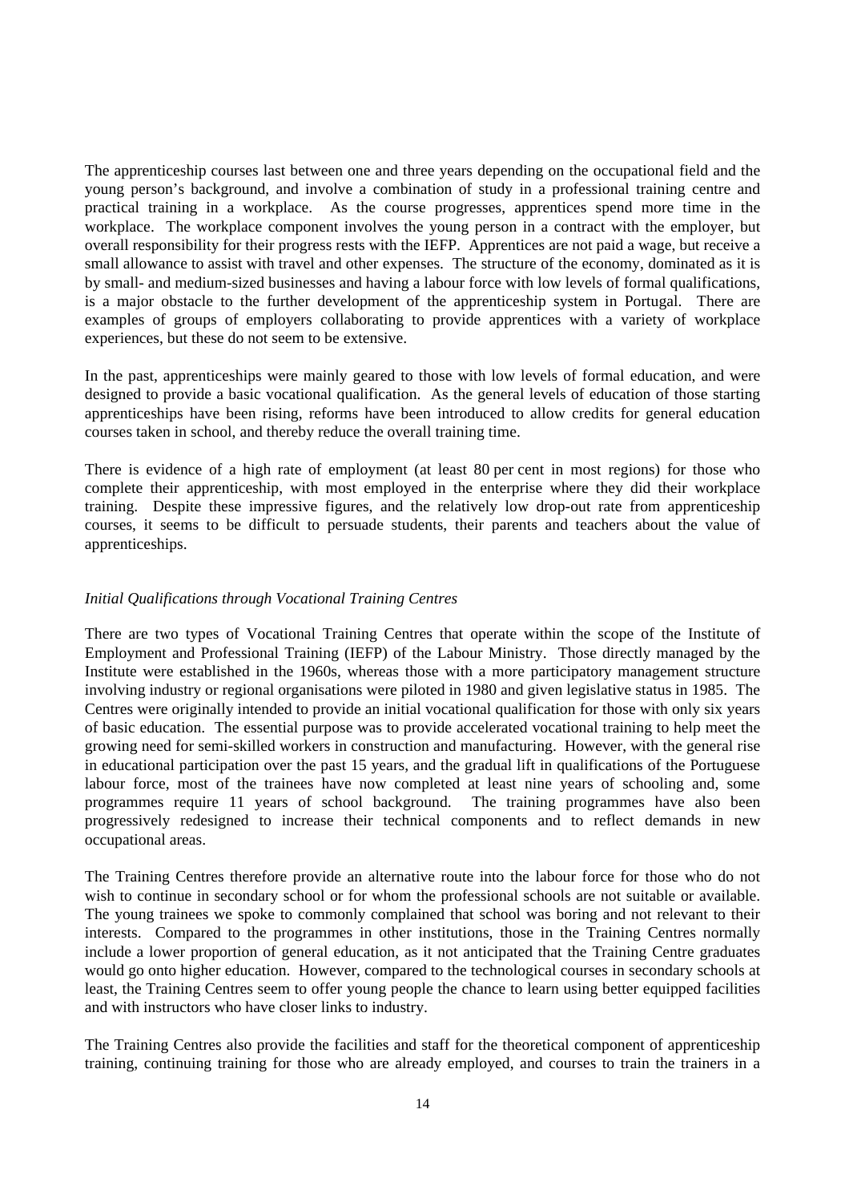The apprenticeship courses last between one and three years depending on the occupational field and the young person's background, and involve a combination of study in a professional training centre and practical training in a workplace. As the course progresses, apprentices spend more time in the workplace. The workplace component involves the young person in a contract with the employer, but overall responsibility for their progress rests with the IEFP. Apprentices are not paid a wage, but receive a small allowance to assist with travel and other expenses. The structure of the economy, dominated as it is by small- and medium-sized businesses and having a labour force with low levels of formal qualifications, is a major obstacle to the further development of the apprenticeship system in Portugal. There are examples of groups of employers collaborating to provide apprentices with a variety of workplace experiences, but these do not seem to be extensive.

In the past, apprenticeships were mainly geared to those with low levels of formal education, and were designed to provide a basic vocational qualification. As the general levels of education of those starting apprenticeships have been rising, reforms have been introduced to allow credits for general education courses taken in school, and thereby reduce the overall training time.

There is evidence of a high rate of employment (at least 80 per cent in most regions) for those who complete their apprenticeship, with most employed in the enterprise where they did their workplace training. Despite these impressive figures, and the relatively low drop-out rate from apprenticeship courses, it seems to be difficult to persuade students, their parents and teachers about the value of apprenticeships.

*Initial Qualifications through Vocational Training Centres*

There are two types of Vocational Training Centres that operate within the scope of the Institute of Employment and Professional Training (IEFP) of the Labour Ministry. Those directly managed by the Institute were established in the 1960s, whereas those with a more participatory management structure involving industry or regional organisations were piloted in 1980 and given legislative status in 1985. The Centres were originally intended to provide an initial vocational qualification for those with only six years of basic education. The essential purpose was to provide accelerated vocational training to help meet the growing need for semi-skilled workers in construction and manufacturing. However, with the general rise in educational participation over the past 15 years, and the gradual lift in qualifications of the Portuguese labour force, most of the trainees have now completed at least nine years of schooling and, some programmes require 11 years of school background. The training programmes have also been progressively redesigned to increase their technical components and to reflect demands in new occupational areas.

The Training Centres therefore provide an alternative route into the labour force for those who do not wish to continue in secondary school or for whom the professional schools are not suitable or available. The young trainees we spoke to commonly complained that school was boring and not relevant to their interests. Compared to the programmes in other institutions, those in the Training Centres normally include a lower proportion of general education, as it not anticipated that the Training Centre graduates would go onto higher education. However, compared to the technological courses in secondary schools at least, the Training Centres seem to offer young people the chance to learn using better equipped facilities and with instructors who have closer links to industry.

The Training Centres also provide the facilities and staff for the theoretical component of apprenticeship training, continuing training for those who are already employed, and courses to train the trainers in a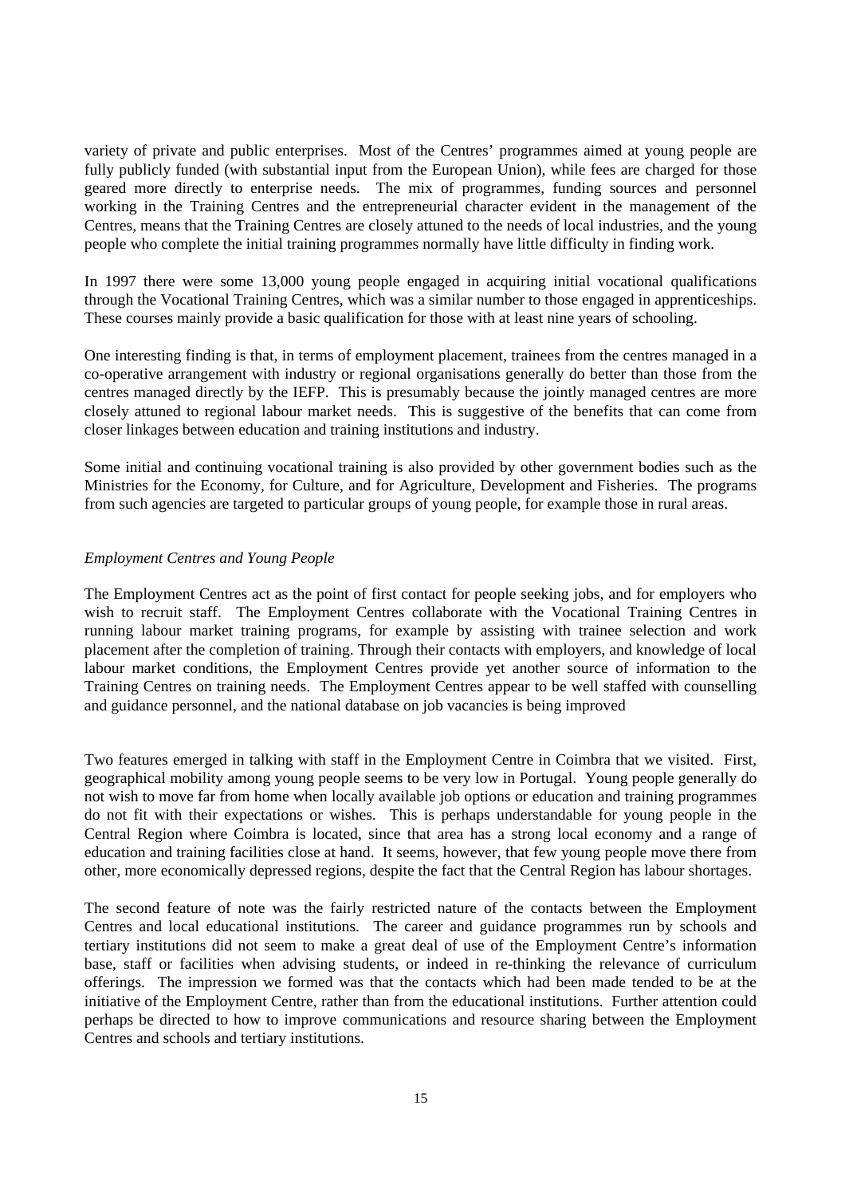variety of private and public enterprises. Most of the Centres' programmes aimed at young people are fully publicly funded (with substantial input from the European Union), while fees are charged for those geared more directly to enterprise needs. The mix of programmes, funding sources and personnel working in the Training Centres and the entrepreneurial character evident in the management of the Centres, means that the Training Centres are closely attuned to the needs of local industries, and the young people who complete the initial training programmes normally have little difficulty in finding work.

In 1997 there were some 13,000 young people engaged in acquiring initial vocational qualifications through the Vocational Training Centres, which was a similar number to those engaged in apprenticeships. These courses mainly provide a basic qualification for those with at least nine years of schooling.

One interesting finding is that, in terms of employment placement, trainees from the centres managed in a co-operative arrangement with industry or regional organisations generally do better than those from the centres managed directly by the IEFP. This is presumably because the jointly managed centres are more closely attuned to regional labour market needs. This is suggestive of the benefits that can come from closer linkages between education and training institutions and industry.

Some initial and continuing vocational training is also provided by other government bodies such as the Ministries for the Economy, for Culture, and for Agriculture, Development and Fisheries. The programs from such agencies are targeted to particular groups of young people, for example those in rural areas.

*Employment Centres and Young People*

The Employment Centres act as the point of first contact for people seeking jobs, and for employers who wish to recruit staff. The Employment Centres collaborate with the Vocational Training Centres in running labour market training programs, for example by assisting with trainee selection and work placement after the completion of training. Through their contacts with employers, and knowledge of local labour market conditions, the Employment Centres provide yet another source of information to the Training Centres on training needs. The Employment Centres appear to be well staffed with counselling and guidance personnel, and the national database on job vacancies is being improved

Two features emerged in talking with staff in the Employment Centre in Coimbra that we visited. First, geographical mobility among young people seems to be very low in Portugal. Young people generally do not wish to move far from home when locally available job options or education and training programmes do not fit with their expectations or wishes. This is perhaps understandable for young people in the Central Region where Coimbra is located, since that area has a strong local economy and a range of education and training facilities close at hand. It seems, however, that few young people move there from other, more economically depressed regions, despite the fact that the Central Region has labour shortages.

The second feature of note was the fairly restricted nature of the contacts between the Employment Centres and local educational institutions. The career and guidance programmes run by schools and tertiary institutions did not seem to make a great deal of use of the Employment Centre's information base, staff or facilities when advising students, or indeed in re-thinking the relevance of curriculum offerings. The impression we formed was that the contacts which had been made tended to be at the initiative of the Employment Centre, rather than from the educational institutions. Further attention could perhaps be directed to how to improve communications and resource sharing between the Employment Centres and schools and tertiary institutions.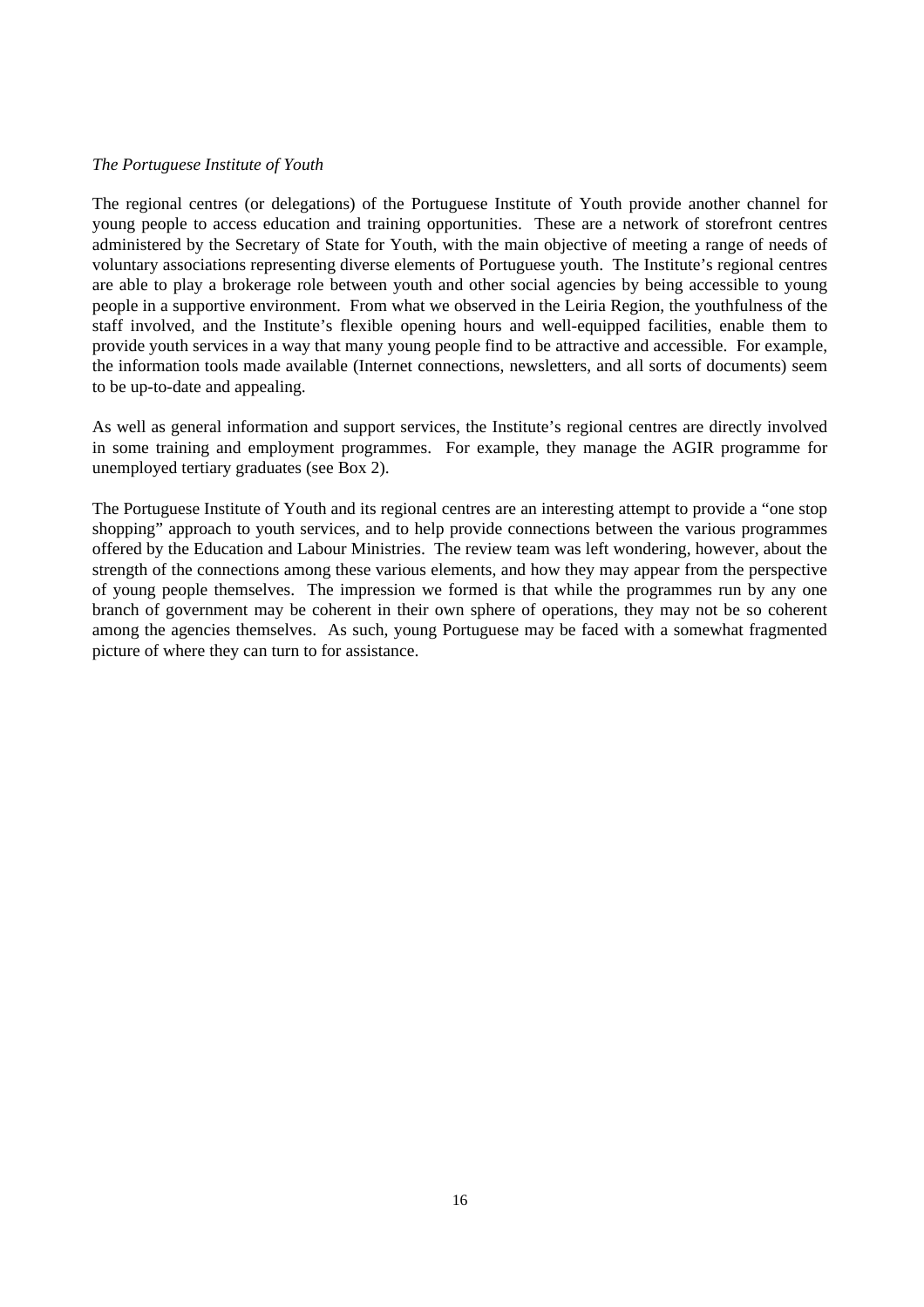*The Portuguese Institute of Youth*

The regional centres (or delegations) of the Portuguese Institute of Youth provide another channel for young people to access education and training opportunities. These are a network of storefront centres administered by the Secretary of State for Youth, with the main objective of meeting a range of needs of voluntary associations representing diverse elements of Portuguese youth. The Institute's regional centres are able to play a brokerage role between youth and other social agencies by being accessible to young people in a supportive environment. From what we observed in the Leiria Region, the youthfulness of the staff involved, and the Institute's flexible opening hours and well-equipped facilities, enable them to provide youth services in a way that many young people find to be attractive and accessible. For example, the information tools made available (Internet connections, newsletters, and all sorts of documents) seem to be up-to-date and appealing.

As well as general information and support services, the Institute's regional centres are directly involved in some training and employment programmes. For example, they manage the AGIR programme for unemployed tertiary graduates (see Box 2).

The Portuguese Institute of Youth and its regional centres are an interesting attempt to provide a "one stop shopping" approach to youth services, and to help provide connections between the various programmes offered by the Education and Labour Ministries. The review team was left wondering, however, about the strength of the connections among these various elements, and how they may appear from the perspective of young people themselves. The impression we formed is that while the programmes run by any one branch of government may be coherent in their own sphere of operations, they may not be so coherent among the agencies themselves. As such, young Portuguese may be faced with a somewhat fragmented picture of where they can turn to for assistance.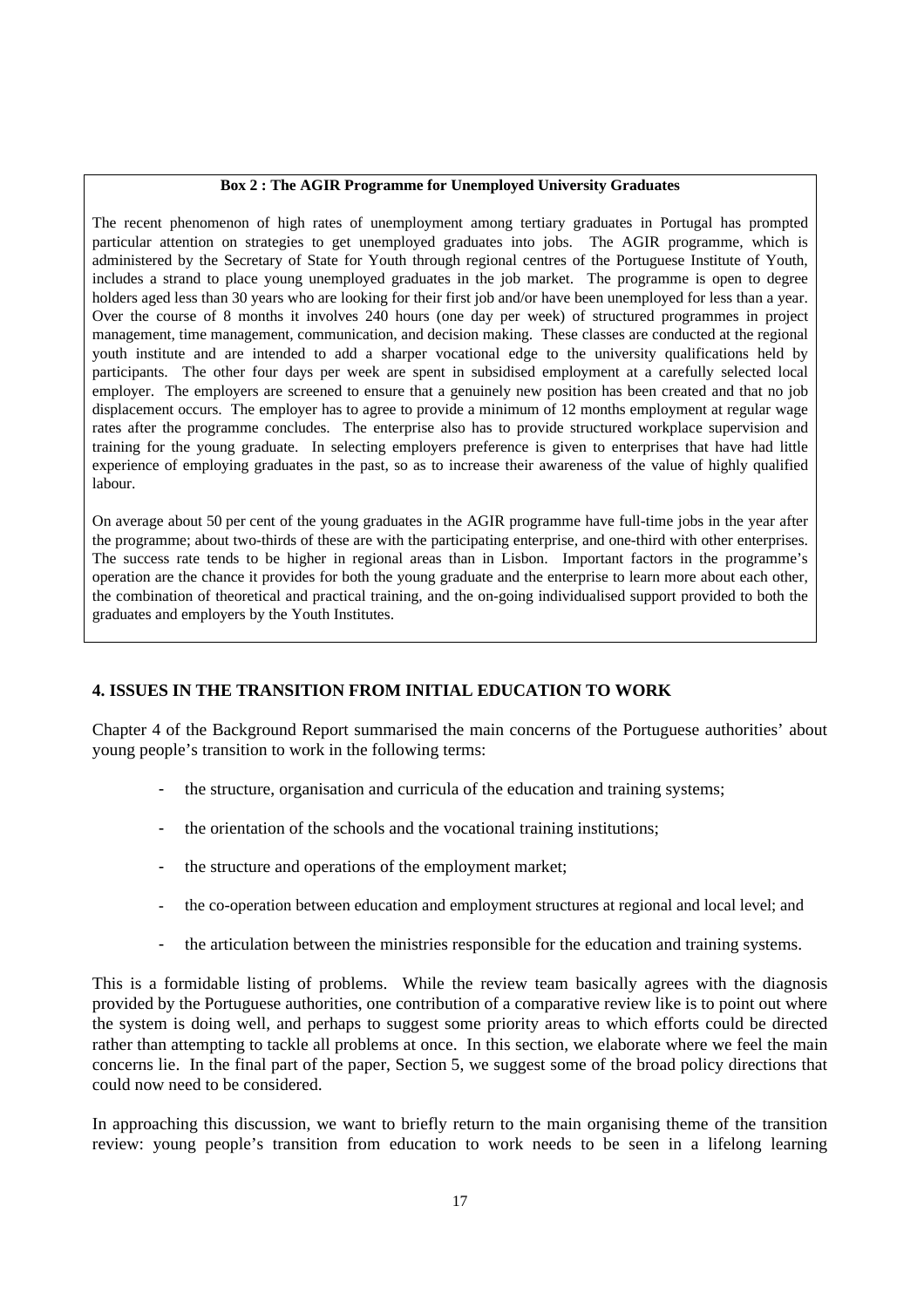**Box 2 : The AGIR Programme for Unemployed University Graduates**

The recent phenomenon of high rates of unemployment among tertiary graduates in Portugal has prompted particular attention on strategies to get unemployed graduates into jobs. The AGIR programme, which is administered by the Secretary of State for Youth through regional centres of the Portuguese Institute of Youth, includes a strand to place young unemployed graduates in the job market. The programme is open to degree holders aged less than 30 years who are looking for their first job and/or have been unemployed for less than a year. Over the course of 8 months it involves 240 hours (one day per week) of structured programmes in project management, time management, communication, and decision making. These classes are conducted at the regional youth institute and are intended to add a sharper vocational edge to the university qualifications held by participants. The other four days per week are spent in subsidised employment at a carefully selected local employer. The employers are screened to ensure that a genuinely new position has been created and that no job displacement occurs. The employer has to agree to provide a minimum of 12 months employment at regular wage rates after the programme concludes. The enterprise also has to provide structured workplace supervision and training for the young graduate. In selecting employers preference is given to enterprises that have had little experience of employing graduates in the past, so as to increase their awareness of the value of highly qualified labour.

On average about 50 per cent of the young graduates in the AGIR programme have full-time jobs in the year after the programme; about two-thirds of these are with the participating enterprise, and one-third with other enterprises. The success rate tends to be higher in regional areas than in Lisbon. Important factors in the programme's operation are the chance it provides for both the young graduate and the enterprise to learn more about each other, the combination of theoretical and practical training, and the on-going individualised support provided to both the graduates and employers by the Youth Institutes.

## 4. ISSUES IN THE TRANSITION FROM INITIAL EDUCATION TO WORK

Chapter 4 of the Background Report summarised the main concerns of the Portuguese authorities' about young people's transition to work in the following terms:

- the structure, organisation and curricula of the education and training systems;
- the orientation of the schools and the vocational training institutions;
- the structure and operations of the employment market;
- the co-operation between education and employment structures at regional and local level; and
- the articulation between the ministries responsible for the education and training systems.

This is a formidable listing of problems. While the review team basically agrees with the diagnosis provided by the Portuguese authorities, one contribution of a comparative review like is to point out where the system is doing well, and perhaps to suggest some priority areas to which efforts could be directed rather than attempting to tackle all problems at once. In this section, we elaborate where we feel the main concerns lie. In the final part of the paper, Section 5, we suggest some of the broad policy directions that could now need to be considered.

In approaching this discussion, we want to briefly return to the main organising theme of the transition review: young people's transition from education to work needs to be seen in a lifelong learning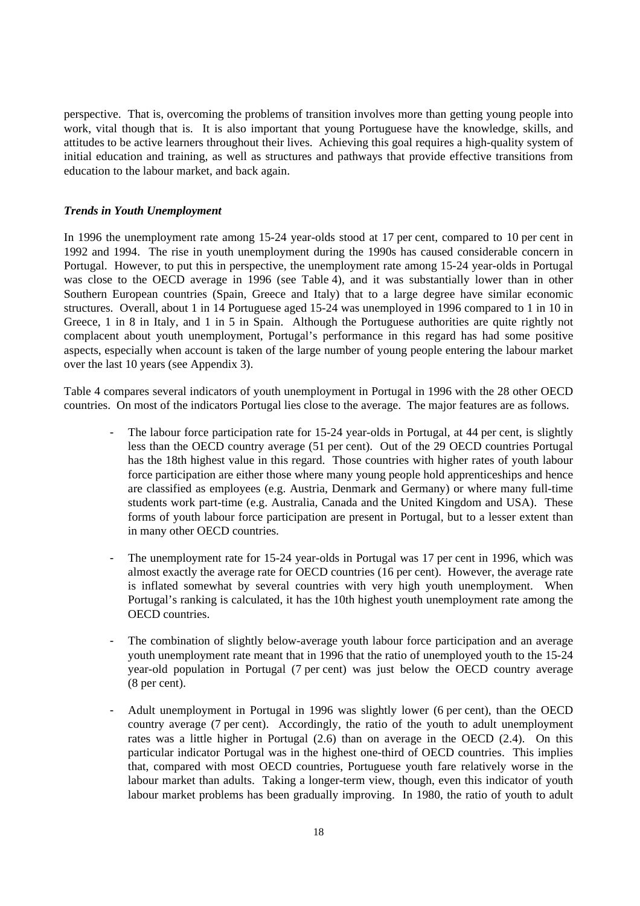perspective. That is, overcoming the problems of transition involves more than getting young people into work, vital though that is. It is also important that young Portuguese have the knowledge, skills, and attitudes to be active learners throughout their lives. Achieving this goal requires a high-quality system of initial education and training, as well as structures and pathways that provide effective transitions from education to the labour market, and back again.

### *Trends in Youth Unemployment*

In 1996 the unemployment rate among 15-24 year-olds stood at 17 per cent, compared to 10 per cent in 1992 and 1994. The rise in youth unemployment during the 1990s has caused considerable concern in Portugal. However, to put this in perspective, the unemployment rate among 15-24 year-olds in Portugal was close to the OECD average in 1996 (see Table 4), and it was substantially lower than in other Southern European countries (Spain, Greece and Italy) that to a large degree have similar economic structures. Overall, about 1 in 14 Portuguese aged 15-24 was unemployed in 1996 compared to 1 in 10 in Greece, 1 in 8 in Italy, and 1 in 5 in Spain. Although the Portuguese authorities are quite rightly not complacent about youth unemployment, Portugal's performance in this regard has had some positive aspects, especially when account is taken of the large number of young people entering the labour market over the last 10 years (see Appendix 3).

Table 4 compares several indicators of youth unemployment in Portugal in 1996 with the 28 other OECD countries. On most of the indicators Portugal lies close to the average. The major features are as follows.

- The labour force participation rate for 15-24 year-olds in Portugal, at 44 per cent, is slightly less than the OECD country average (51 per cent). Out of the 29 OECD countries Portugal has the 18th highest value in this regard. Those countries with higher rates of youth labour force participation are either those where many young people hold apprenticeships and hence are classified as employees (e.g. Austria, Denmark and Germany) or where many full-time students work part-time (e.g. Australia, Canada and the United Kingdom and USA). These forms of youth labour force participation are present in Portugal, but to a lesser extent than in many other OECD countries.

- The unemployment rate for 15-24 year-olds in Portugal was 17 per cent in 1996, which was almost exactly the average rate for OECD countries (16 per cent). However, the average rate is inflated somewhat by several countries with very high youth unemployment. When Portugal's ranking is calculated, it has the 10th highest youth unemployment rate among the OECD countries.

- The combination of slightly below-average youth labour force participation and an average youth unemployment rate meant that in 1996 that the ratio of unemployed youth to the 15-24 year-old population in Portugal (7 per cent) was just below the OECD country average (8 per cent).

- Adult unemployment in Portugal in 1996 was slightly lower (6 per cent), than the OECD country average (7 per cent). Accordingly, the ratio of the youth to adult unemployment rates was a little higher in Portugal (2.6) than on average in the OECD (2.4). On this particular indicator Portugal was in the highest one-third of OECD countries. This implies that, compared with most OECD countries, Portuguese youth fare relatively worse in the labour market than adults. Taking a longer-term view, though, even this indicator of youth labour market problems has been gradually improving. In 1980, the ratio of youth to adult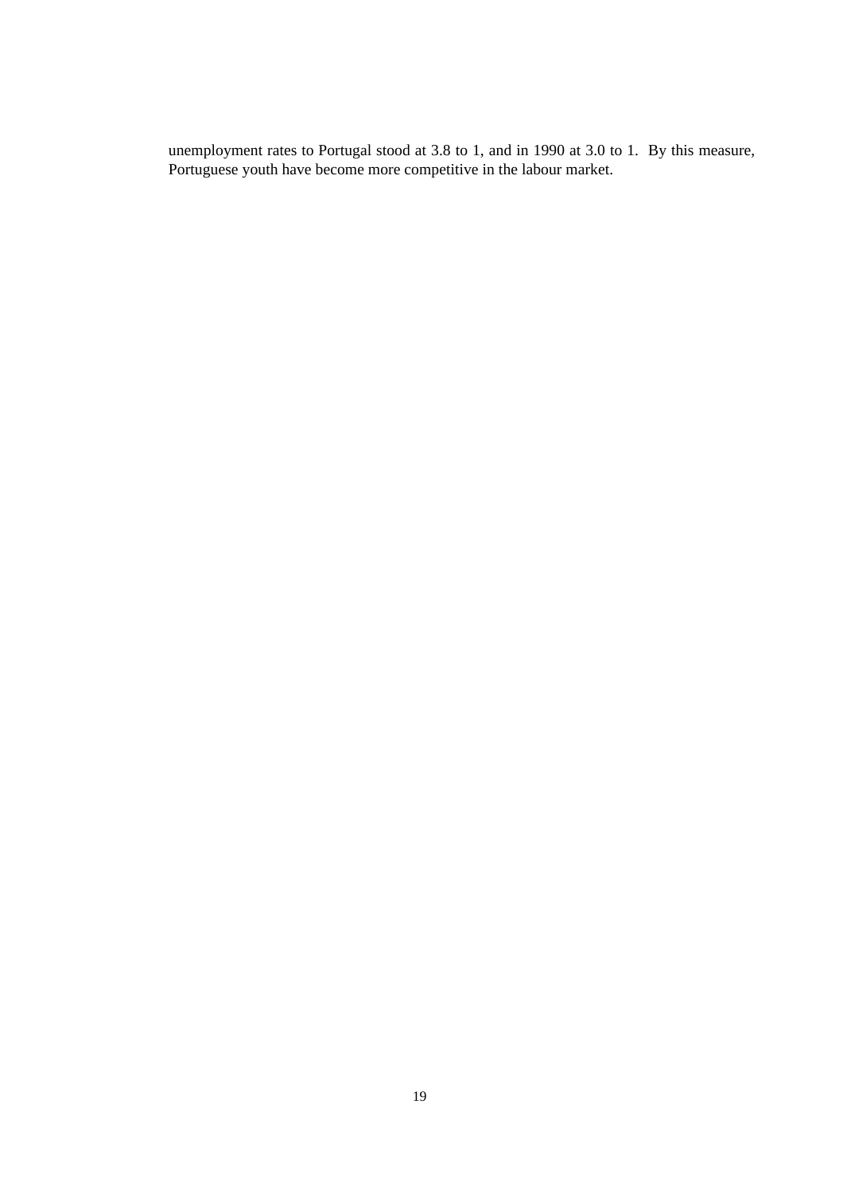unemployment rates to Portugal stood at 3.8 to 1, and in 1990 at 3.0 to 1. By this measure, Portuguese youth have become more competitive in the labour market.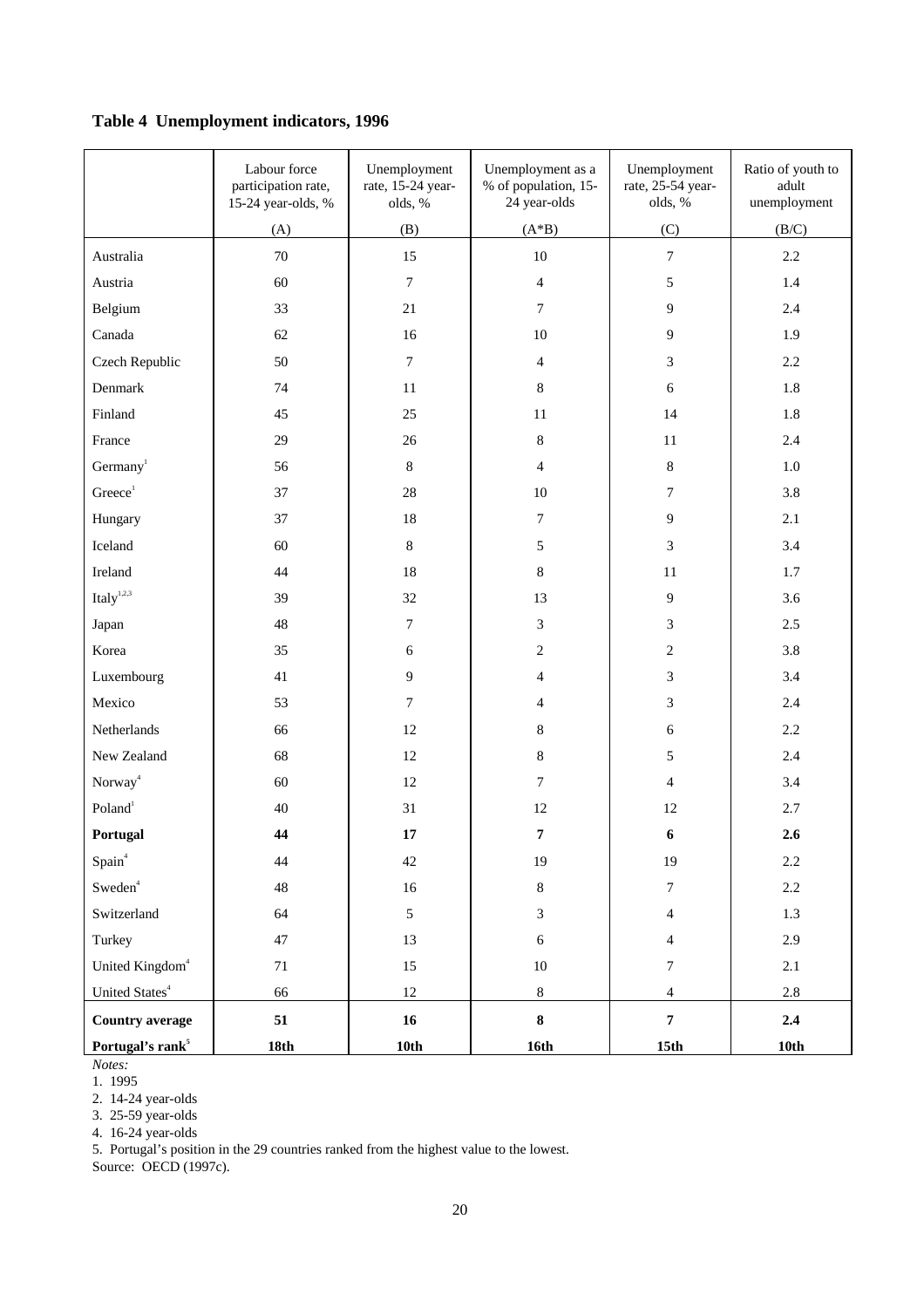## Table 4 Unemployment indicators, 1996

| | Labour force participation rate, 15-24 year-olds, % | Unemployment rate, 15-24 year-olds, % | Unemployment as a % of population, 15-24 year-olds | Unemployment rate, 25-54 year-olds, % | Ratio of youth to adult unemployment |
|---|---|---|---|---|---|
| | (A) | (B) | (A*B) | (C) | (B/C) |
| Australia | 70 | 15 | 10 | 7 | 2.2 |
| Austria | 60 | 7 | 4 | 5 | 1.4 |
| Belgium | 33 | 21 | 7 | 9 | 2.4 |
| Canada | 62 | 16 | 10 | 9 | 1.9 |
| Czech Republic | 50 | 7 | 4 | 3 | 2.2 |
| Denmark | 74 | 11 | 8 | 6 | 1.8 |
| Finland | 45 | 25 | 11 | 14 | 1.8 |
| France | 29 | 26 | 8 | 11 | 2.4 |
| Germany[1] | 56 | 8 | 4 | 8 | 1.0 |
| Greece[1] | 37 | 28 | 10 | 7 | 3.8 |
| Hungary | 37 | 18 | 7 | 9 | 2.1 |
| Iceland | 60 | 8 | 5 | 3 | 3.4 |
| Ireland | 44 | 18 | 8 | 11 | 1.7 |
| Italy[1,2,3] | 39 | 32 | 13 | 9 | 3.6 |
| Japan | 48 | 7 | 3 | 3 | 2.5 |
| Korea | 35 | 6 | 2 | 2 | 3.8 |
| Luxembourg | 41 | 9 | 4 | 3 | 3.4 |
| Mexico | 53 | 7 | 4 | 3 | 2.4 |
| Netherlands | 66 | 12 | 8 | 6 | 2.2 |
| New Zealand | 68 | 12 | 8 | 5 | 2.4 |
| Norway[4] | 60 | 12 | 7 | 4 | 3.4 |
| Poland[1] | 40 | 31 | 12 | 12 | 2.7 |
| **Portugal** | **44** | **17** | **7** | **6** | **2.6** |
| Spain[4] | 44 | 42 | 19 | 19 | 2.2 |
| Sweden[4] | 48 | 16 | 8 | 7 | 2.2 |
| Switzerland | 64 | 5 | 3 | 4 | 1.3 |
| Turkey | 47 | 13 | 6 | 4 | 2.9 |
| United Kingdom[4] | 71 | 15 | 10 | 7 | 2.1 |
| United States[4] | 66 | 12 | 8 | 4 | 2.8 |
| **Country average** | **51** | **16** | **8** | **7** | **2.4** |
| **Portugal's rank[5]** | **18th** | **10th** | **16th** | **15th** | **10th** |

*Notes:*

1. 1995
2. 14-24 year-olds
3. 25-59 year-olds
4. 16-24 year-olds
5. Portugal's position in the 29 countries ranked from the highest value to the lowest.

Source: OECD (1997c).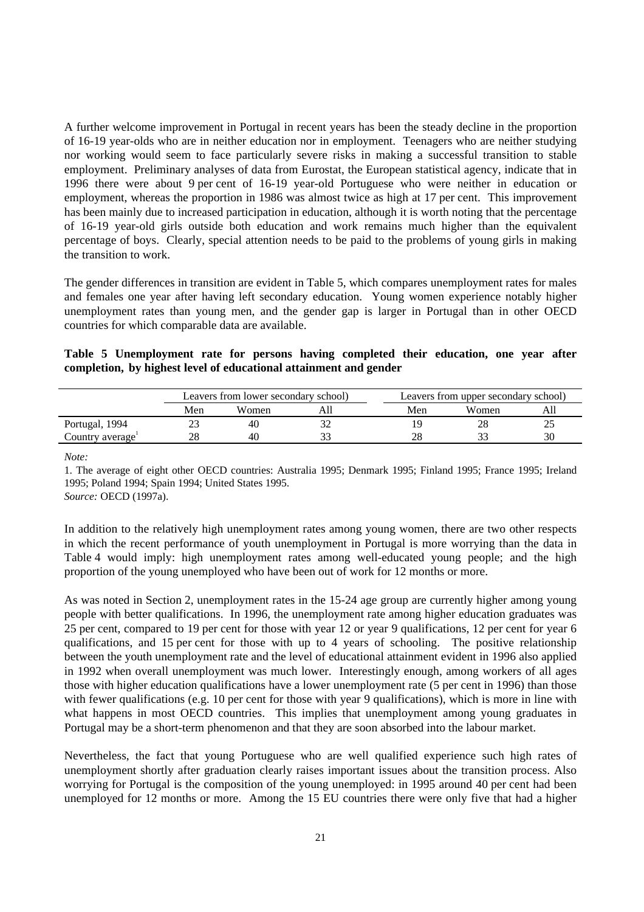A further welcome improvement in Portugal in recent years has been the steady decline in the proportion of 16-19 year-olds who are in neither education nor in employment. Teenagers who are neither studying nor working would seem to face particularly severe risks in making a successful transition to stable employment. Preliminary analyses of data from Eurostat, the European statistical agency, indicate that in 1996 there were about 9 per cent of 16-19 year-old Portuguese who were neither in education or employment, whereas the proportion in 1986 was almost twice as high at 17 per cent. This improvement has been mainly due to increased participation in education, although it is worth noting that the percentage of 16-19 year-old girls outside both education and work remains much higher than the equivalent percentage of boys. Clearly, special attention needs to be paid to the problems of young girls in making the transition to work.

The gender differences in transition are evident in Table 5, which compares unemployment rates for males and females one year after having left secondary education. Young women experience notably higher unemployment rates than young men, and the gender gap is larger in Portugal than in other OECD countries for which comparable data are available.

**Table 5 Unemployment rate for persons having completed their education, one year after completion, by highest level of educational attainment and gender**

| | Leavers from lower secondary school) | | | Leavers from upper secondary school) | | |
|---|---|---|---|---|---|---|
| | Men | Women | All | Men | Women | All |
| Portugal, 1994 | 23 | 40 | 32 | 19 | 28 | 25 |
| Country average[1] | 28 | 40 | 33 | 28 | 33 | 30 |

*Note:*

1. The average of eight other OECD countries: Australia 1995; Denmark 1995; Finland 1995; France 1995; Ireland 1995; Poland 1994; Spain 1994; United States 1995.

*Source:* OECD (1997a).

In addition to the relatively high unemployment rates among young women, there are two other respects in which the recent performance of youth unemployment in Portugal is more worrying than the data in Table 4 would imply: high unemployment rates among well-educated young people; and the high proportion of the young unemployed who have been out of work for 12 months or more.

As was noted in Section 2, unemployment rates in the 15-24 age group are currently higher among young people with better qualifications. In 1996, the unemployment rate among higher education graduates was 25 per cent, compared to 19 per cent for those with year 12 or year 9 qualifications, 12 per cent for year 6 qualifications, and 15 per cent for those with up to 4 years of schooling. The positive relationship between the youth unemployment rate and the level of educational attainment evident in 1996 also applied in 1992 when overall unemployment was much lower. Interestingly enough, among workers of all ages those with higher education qualifications have a lower unemployment rate (5 per cent in 1996) than those with fewer qualifications (e.g. 10 per cent for those with year 9 qualifications), which is more in line with what happens in most OECD countries. This implies that unemployment among young graduates in Portugal may be a short-term phenomenon and that they are soon absorbed into the labour market.

Nevertheless, the fact that young Portuguese who are well qualified experience such high rates of unemployment shortly after graduation clearly raises important issues about the transition process. Also worrying for Portugal is the composition of the young unemployed: in 1995 around 40 per cent had been unemployed for 12 months or more. Among the 15 EU countries there were only five that had a higher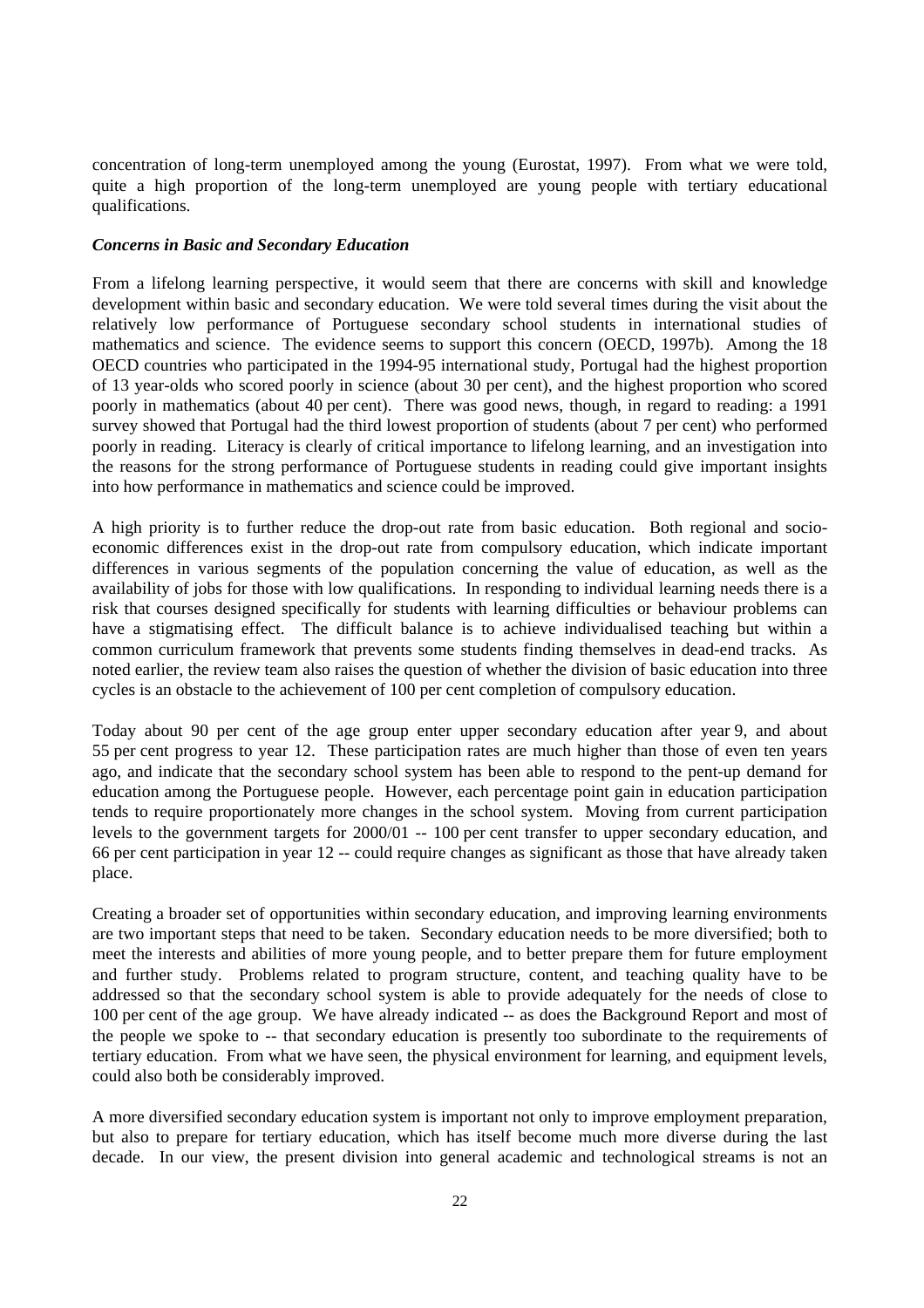concentration of long-term unemployed among the young (Eurostat, 1997). From what we were told, quite a high proportion of the long-term unemployed are young people with tertiary educational qualifications.

### *Concerns in Basic and Secondary Education*

From a lifelong learning perspective, it would seem that there are concerns with skill and knowledge development within basic and secondary education. We were told several times during the visit about the relatively low performance of Portuguese secondary school students in international studies of mathematics and science. The evidence seems to support this concern (OECD, 1997b). Among the 18 OECD countries who participated in the 1994-95 international study, Portugal had the highest proportion of 13 year-olds who scored poorly in science (about 30 per cent), and the highest proportion who scored poorly in mathematics (about 40 per cent). There was good news, though, in regard to reading: a 1991 survey showed that Portugal had the third lowest proportion of students (about 7 per cent) who performed poorly in reading. Literacy is clearly of critical importance to lifelong learning, and an investigation into the reasons for the strong performance of Portuguese students in reading could give important insights into how performance in mathematics and science could be improved.

A high priority is to further reduce the drop-out rate from basic education. Both regional and socio-economic differences exist in the drop-out rate from compulsory education, which indicate important differences in various segments of the population concerning the value of education, as well as the availability of jobs for those with low qualifications. In responding to individual learning needs there is a risk that courses designed specifically for students with learning difficulties or behaviour problems can have a stigmatising effect. The difficult balance is to achieve individualised teaching but within a common curriculum framework that prevents some students finding themselves in dead-end tracks. As noted earlier, the review team also raises the question of whether the division of basic education into three cycles is an obstacle to the achievement of 100 per cent completion of compulsory education.

Today about 90 per cent of the age group enter upper secondary education after year 9, and about 55 per cent progress to year 12. These participation rates are much higher than those of even ten years ago, and indicate that the secondary school system has been able to respond to the pent-up demand for education among the Portuguese people. However, each percentage point gain in education participation tends to require proportionately more changes in the school system. Moving from current participation levels to the government targets for 2000/01 -- 100 per cent transfer to upper secondary education, and 66 per cent participation in year 12 -- could require changes as significant as those that have already taken place.

Creating a broader set of opportunities within secondary education, and improving learning environments are two important steps that need to be taken. Secondary education needs to be more diversified; both to meet the interests and abilities of more young people, and to better prepare them for future employment and further study. Problems related to program structure, content, and teaching quality have to be addressed so that the secondary school system is able to provide adequately for the needs of close to 100 per cent of the age group. We have already indicated -- as does the Background Report and most of the people we spoke to -- that secondary education is presently too subordinate to the requirements of tertiary education. From what we have seen, the physical environment for learning, and equipment levels, could also both be considerably improved.

A more diversified secondary education system is important not only to improve employment preparation, but also to prepare for tertiary education, which has itself become much more diverse during the last decade. In our view, the present division into general academic and technological streams is not an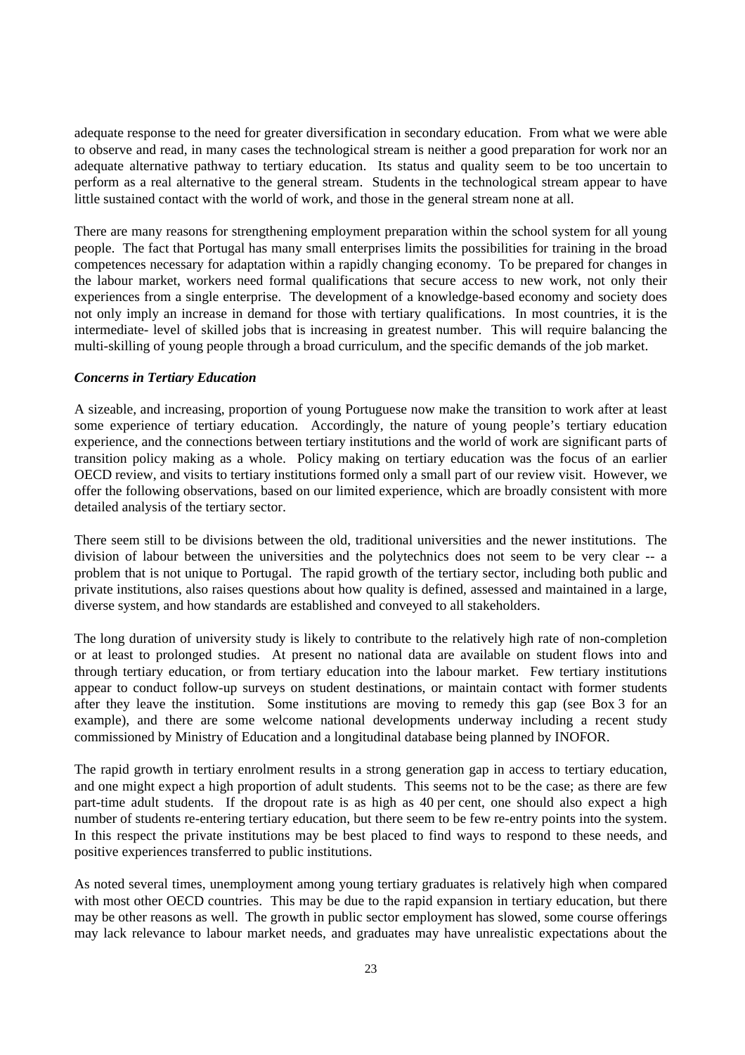adequate response to the need for greater diversification in secondary education. From what we were able to observe and read, in many cases the technological stream is neither a good preparation for work nor an adequate alternative pathway to tertiary education. Its status and quality seem to be too uncertain to perform as a real alternative to the general stream. Students in the technological stream appear to have little sustained contact with the world of work, and those in the general stream none at all.

There are many reasons for strengthening employment preparation within the school system for all young people. The fact that Portugal has many small enterprises limits the possibilities for training in the broad competences necessary for adaptation within a rapidly changing economy. To be prepared for changes in the labour market, workers need formal qualifications that secure access to new work, not only their experiences from a single enterprise. The development of a knowledge-based economy and society does not only imply an increase in demand for those with tertiary qualifications. In most countries, it is the intermediate- level of skilled jobs that is increasing in greatest number. This will require balancing the multi-skilling of young people through a broad curriculum, and the specific demands of the job market.

***Concerns in Tertiary Education***

A sizeable, and increasing, proportion of young Portuguese now make the transition to work after at least some experience of tertiary education. Accordingly, the nature of young people's tertiary education experience, and the connections between tertiary institutions and the world of work are significant parts of transition policy making as a whole. Policy making on tertiary education was the focus of an earlier OECD review, and visits to tertiary institutions formed only a small part of our review visit. However, we offer the following observations, based on our limited experience, which are broadly consistent with more detailed analysis of the tertiary sector.

There seem still to be divisions between the old, traditional universities and the newer institutions. The division of labour between the universities and the polytechnics does not seem to be very clear -- a problem that is not unique to Portugal. The rapid growth of the tertiary sector, including both public and private institutions, also raises questions about how quality is defined, assessed and maintained in a large, diverse system, and how standards are established and conveyed to all stakeholders.

The long duration of university study is likely to contribute to the relatively high rate of non-completion or at least to prolonged studies. At present no national data are available on student flows into and through tertiary education, or from tertiary education into the labour market. Few tertiary institutions appear to conduct follow-up surveys on student destinations, or maintain contact with former students after they leave the institution. Some institutions are moving to remedy this gap (see Box 3 for an example), and there are some welcome national developments underway including a recent study commissioned by Ministry of Education and a longitudinal database being planned by INOFOR.

The rapid growth in tertiary enrolment results in a strong generation gap in access to tertiary education, and one might expect a high proportion of adult students. This seems not to be the case; as there are few part-time adult students. If the dropout rate is as high as 40 per cent, one should also expect a high number of students re-entering tertiary education, but there seem to be few re-entry points into the system. In this respect the private institutions may be best placed to find ways to respond to these needs, and positive experiences transferred to public institutions.

As noted several times, unemployment among young tertiary graduates is relatively high when compared with most other OECD countries. This may be due to the rapid expansion in tertiary education, but there may be other reasons as well. The growth in public sector employment has slowed, some course offerings may lack relevance to labour market needs, and graduates may have unrealistic expectations about the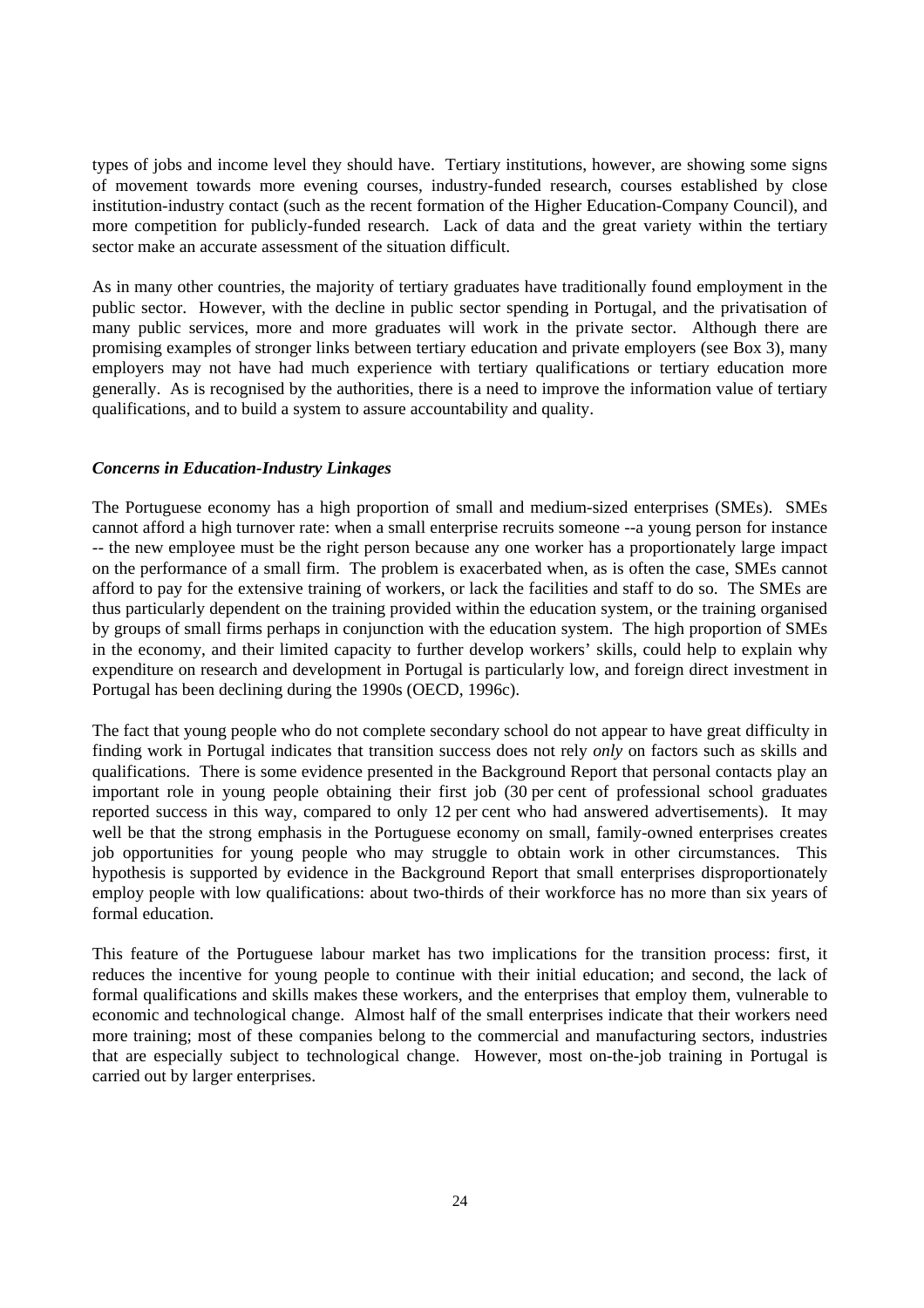types of jobs and income level they should have. Tertiary institutions, however, are showing some signs of movement towards more evening courses, industry-funded research, courses established by close institution-industry contact (such as the recent formation of the Higher Education-Company Council), and more competition for publicly-funded research. Lack of data and the great variety within the tertiary sector make an accurate assessment of the situation difficult.

As in many other countries, the majority of tertiary graduates have traditionally found employment in the public sector. However, with the decline in public sector spending in Portugal, and the privatisation of many public services, more and more graduates will work in the private sector. Although there are promising examples of stronger links between tertiary education and private employers (see Box 3), many employers may not have had much experience with tertiary qualifications or tertiary education more generally. As is recognised by the authorities, there is a need to improve the information value of tertiary qualifications, and to build a system to assure accountability and quality.

***Concerns in Education-Industry Linkages***

The Portuguese economy has a high proportion of small and medium-sized enterprises (SMEs). SMEs cannot afford a high turnover rate: when a small enterprise recruits someone --a young person for instance -- the new employee must be the right person because any one worker has a proportionately large impact on the performance of a small firm. The problem is exacerbated when, as is often the case, SMEs cannot afford to pay for the extensive training of workers, or lack the facilities and staff to do so. The SMEs are thus particularly dependent on the training provided within the education system, or the training organised by groups of small firms perhaps in conjunction with the education system. The high proportion of SMEs in the economy, and their limited capacity to further develop workers' skills, could help to explain why expenditure on research and development in Portugal is particularly low, and foreign direct investment in Portugal has been declining during the 1990s (OECD, 1996c).

The fact that young people who do not complete secondary school do not appear to have great difficulty in finding work in Portugal indicates that transition success does not rely *only* on factors such as skills and qualifications. There is some evidence presented in the Background Report that personal contacts play an important role in young people obtaining their first job (30 per cent of professional school graduates reported success in this way, compared to only 12 per cent who had answered advertisements). It may well be that the strong emphasis in the Portuguese economy on small, family-owned enterprises creates job opportunities for young people who may struggle to obtain work in other circumstances. This hypothesis is supported by evidence in the Background Report that small enterprises disproportionately employ people with low qualifications: about two-thirds of their workforce has no more than six years of formal education.

This feature of the Portuguese labour market has two implications for the transition process: first, it reduces the incentive for young people to continue with their initial education; and second, the lack of formal qualifications and skills makes these workers, and the enterprises that employ them, vulnerable to economic and technological change. Almost half of the small enterprises indicate that their workers need more training; most of these companies belong to the commercial and manufacturing sectors, industries that are especially subject to technological change. However, most on-the-job training in Portugal is carried out by larger enterprises.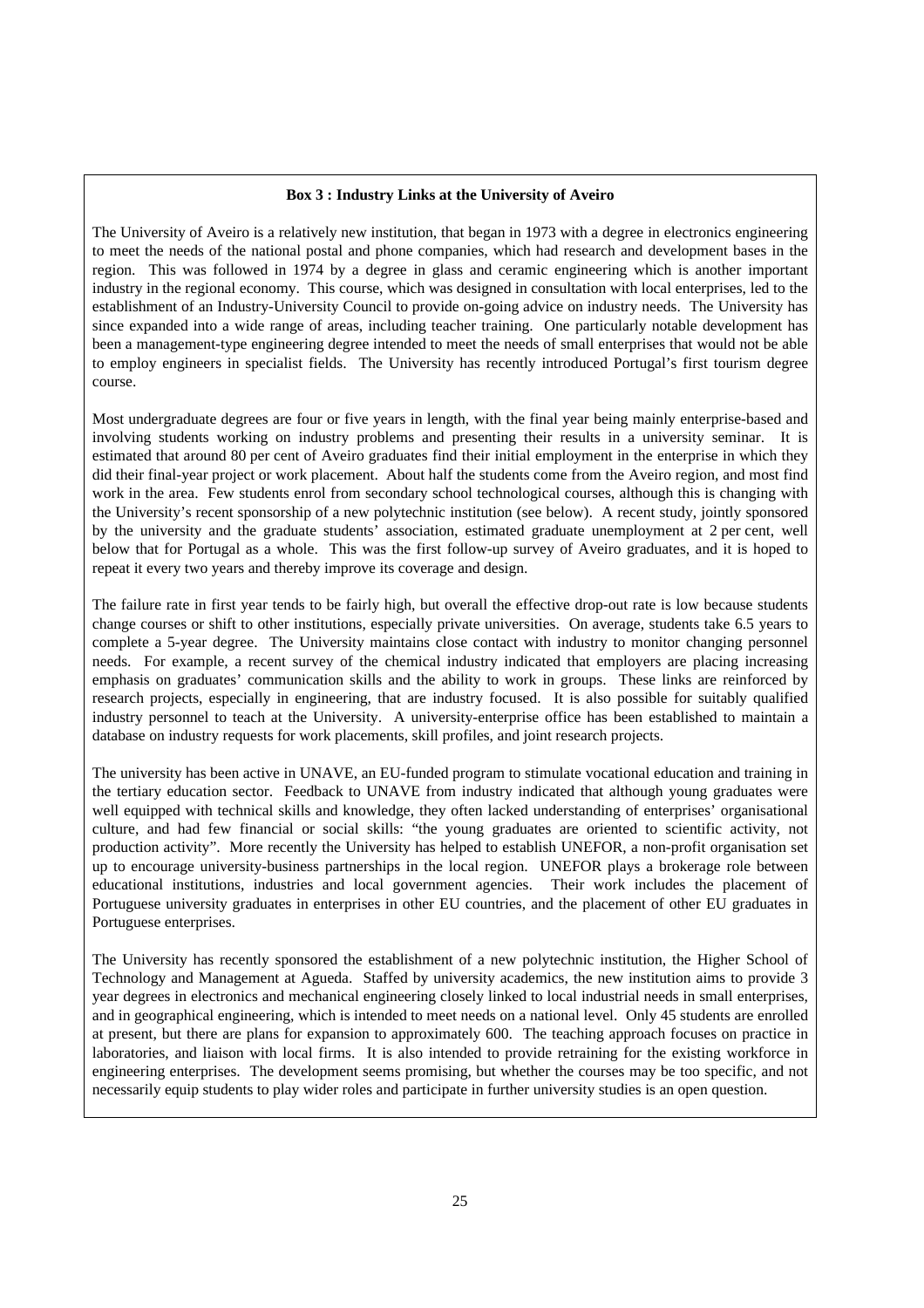**Box 3 : Industry Links at the University of Aveiro**

The University of Aveiro is a relatively new institution, that began in 1973 with a degree in electronics engineering to meet the needs of the national postal and phone companies, which had research and development bases in the region. This was followed in 1974 by a degree in glass and ceramic engineering which is another important industry in the regional economy. This course, which was designed in consultation with local enterprises, led to the establishment of an Industry-University Council to provide on-going advice on industry needs. The University has since expanded into a wide range of areas, including teacher training. One particularly notable development has been a management-type engineering degree intended to meet the needs of small enterprises that would not be able to employ engineers in specialist fields. The University has recently introduced Portugal's first tourism degree course.

Most undergraduate degrees are four or five years in length, with the final year being mainly enterprise-based and involving students working on industry problems and presenting their results in a university seminar. It is estimated that around 80 per cent of Aveiro graduates find their initial employment in the enterprise in which they did their final-year project or work placement. About half the students come from the Aveiro region, and most find work in the area. Few students enrol from secondary school technological courses, although this is changing with the University's recent sponsorship of a new polytechnic institution (see below). A recent study, jointly sponsored by the university and the graduate students' association, estimated graduate unemployment at 2 per cent, well below that for Portugal as a whole. This was the first follow-up survey of Aveiro graduates, and it is hoped to repeat it every two years and thereby improve its coverage and design.

The failure rate in first year tends to be fairly high, but overall the effective drop-out rate is low because students change courses or shift to other institutions, especially private universities. On average, students take 6.5 years to complete a 5-year degree. The University maintains close contact with industry to monitor changing personnel needs. For example, a recent survey of the chemical industry indicated that employers are placing increasing emphasis on graduates' communication skills and the ability to work in groups. These links are reinforced by research projects, especially in engineering, that are industry focused. It is also possible for suitably qualified industry personnel to teach at the University. A university-enterprise office has been established to maintain a database on industry requests for work placements, skill profiles, and joint research projects.

The university has been active in UNAVE, an EU-funded program to stimulate vocational education and training in the tertiary education sector. Feedback to UNAVE from industry indicated that although young graduates were well equipped with technical skills and knowledge, they often lacked understanding of enterprises' organisational culture, and had few financial or social skills: "the young graduates are oriented to scientific activity, not production activity". More recently the University has helped to establish UNEFOR, a non-profit organisation set up to encourage university-business partnerships in the local region. UNEFOR plays a brokerage role between educational institutions, industries and local government agencies. Their work includes the placement of Portuguese university graduates in enterprises in other EU countries, and the placement of other EU graduates in Portuguese enterprises.

The University has recently sponsored the establishment of a new polytechnic institution, the Higher School of Technology and Management at Agueda. Staffed by university academics, the new institution aims to provide 3 year degrees in electronics and mechanical engineering closely linked to local industrial needs in small enterprises, and in geographical engineering, which is intended to meet needs on a national level. Only 45 students are enrolled at present, but there are plans for expansion to approximately 600. The teaching approach focuses on practice in laboratories, and liaison with local firms. It is also intended to provide retraining for the existing workforce in engineering enterprises. The development seems promising, but whether the courses may be too specific, and not necessarily equip students to play wider roles and participate in further university studies is an open question.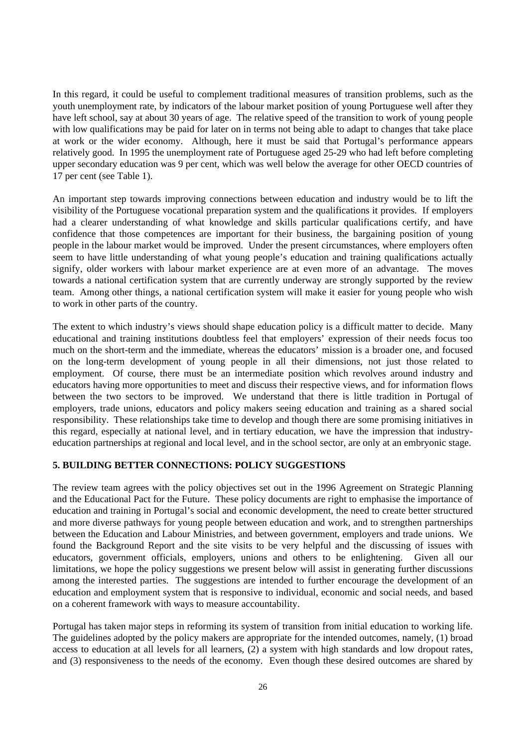In this regard, it could be useful to complement traditional measures of transition problems, such as the youth unemployment rate, by indicators of the labour market position of young Portuguese well after they have left school, say at about 30 years of age. The relative speed of the transition to work of young people with low qualifications may be paid for later on in terms not being able to adapt to changes that take place at work or the wider economy. Although, here it must be said that Portugal's performance appears relatively good. In 1995 the unemployment rate of Portuguese aged 25-29 who had left before completing upper secondary education was 9 per cent, which was well below the average for other OECD countries of 17 per cent (see Table 1).

An important step towards improving connections between education and industry would be to lift the visibility of the Portuguese vocational preparation system and the qualifications it provides. If employers had a clearer understanding of what knowledge and skills particular qualifications certify, and have confidence that those competences are important for their business, the bargaining position of young people in the labour market would be improved. Under the present circumstances, where employers often seem to have little understanding of what young people's education and training qualifications actually signify, older workers with labour market experience are at even more of an advantage. The moves towards a national certification system that are currently underway are strongly supported by the review team. Among other things, a national certification system will make it easier for young people who wish to work in other parts of the country.

The extent to which industry's views should shape education policy is a difficult matter to decide. Many educational and training institutions doubtless feel that employers' expression of their needs focus too much on the short-term and the immediate, whereas the educators' mission is a broader one, and focused on the long-term development of young people in all their dimensions, not just those related to employment. Of course, there must be an intermediate position which revolves around industry and educators having more opportunities to meet and discuss their respective views, and for information flows between the two sectors to be improved. We understand that there is little tradition in Portugal of employers, trade unions, educators and policy makers seeing education and training as a shared social responsibility. These relationships take time to develop and though there are some promising initiatives in this regard, especially at national level, and in tertiary education, we have the impression that industry-education partnerships at regional and local level, and in the school sector, are only at an embryonic stage.

## 5. BUILDING BETTER CONNECTIONS: POLICY SUGGESTIONS

The review team agrees with the policy objectives set out in the 1996 Agreement on Strategic Planning and the Educational Pact for the Future. These policy documents are right to emphasise the importance of education and training in Portugal's social and economic development, the need to create better structured and more diverse pathways for young people between education and work, and to strengthen partnerships between the Education and Labour Ministries, and between government, employers and trade unions. We found the Background Report and the site visits to be very helpful and the discussing of issues with educators, government officials, employers, unions and others to be enlightening. Given all our limitations, we hope the policy suggestions we present below will assist in generating further discussions among the interested parties. The suggestions are intended to further encourage the development of an education and employment system that is responsive to individual, economic and social needs, and based on a coherent framework with ways to measure accountability.

Portugal has taken major steps in reforming its system of transition from initial education to working life. The guidelines adopted by the policy makers are appropriate for the intended outcomes, namely, (1) broad access to education at all levels for all learners, (2) a system with high standards and low dropout rates, and (3) responsiveness to the needs of the economy. Even though these desired outcomes are shared by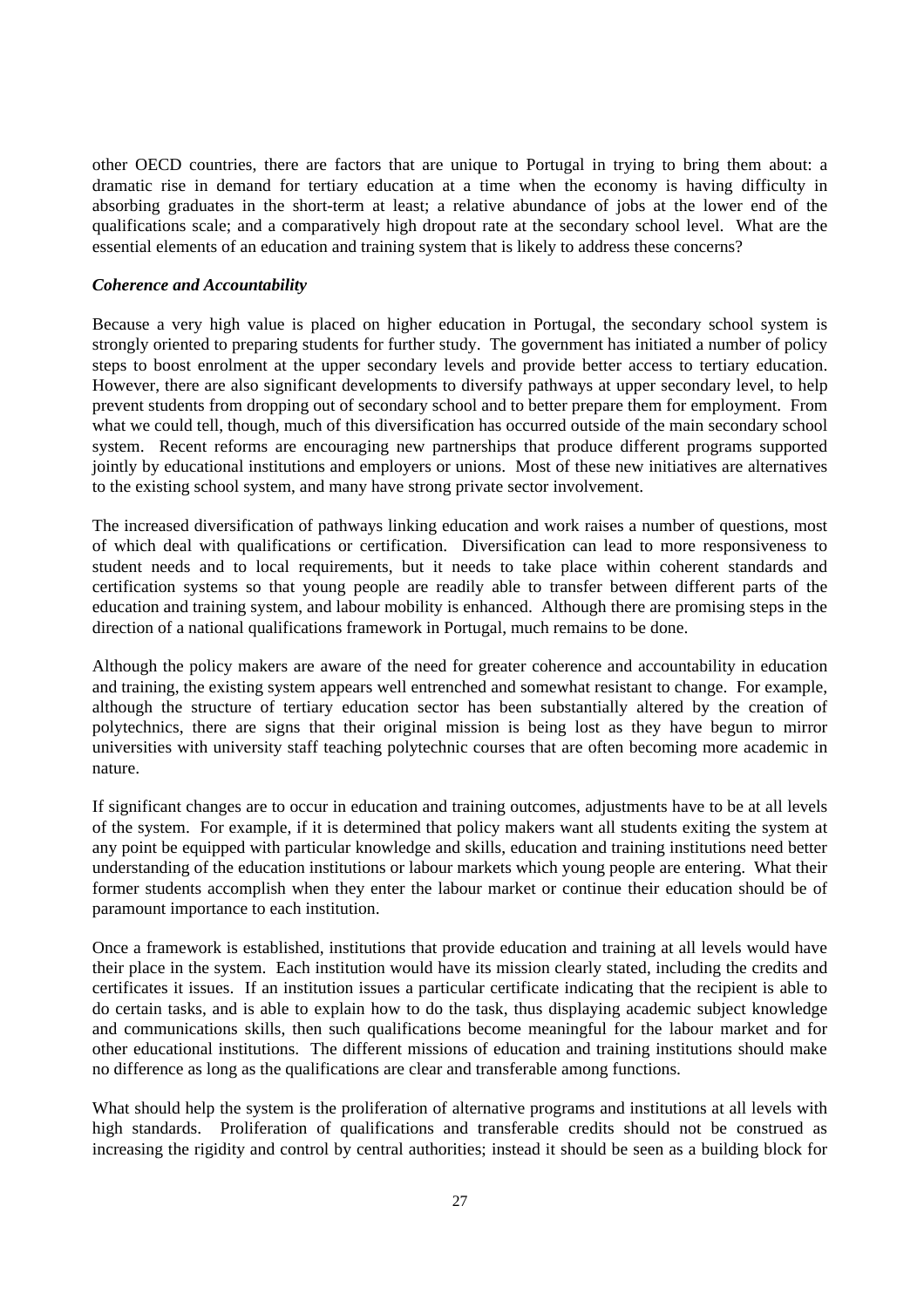other OECD countries, there are factors that are unique to Portugal in trying to bring them about: a dramatic rise in demand for tertiary education at a time when the economy is having difficulty in absorbing graduates in the short-term at least; a relative abundance of jobs at the lower end of the qualifications scale; and a comparatively high dropout rate at the secondary school level. What are the essential elements of an education and training system that is likely to address these concerns?

***Coherence and Accountability***

Because a very high value is placed on higher education in Portugal, the secondary school system is strongly oriented to preparing students for further study. The government has initiated a number of policy steps to boost enrolment at the upper secondary levels and provide better access to tertiary education. However, there are also significant developments to diversify pathways at upper secondary level, to help prevent students from dropping out of secondary school and to better prepare them for employment. From what we could tell, though, much of this diversification has occurred outside of the main secondary school system. Recent reforms are encouraging new partnerships that produce different programs supported jointly by educational institutions and employers or unions. Most of these new initiatives are alternatives to the existing school system, and many have strong private sector involvement.

The increased diversification of pathways linking education and work raises a number of questions, most of which deal with qualifications or certification. Diversification can lead to more responsiveness to student needs and to local requirements, but it needs to take place within coherent standards and certification systems so that young people are readily able to transfer between different parts of the education and training system, and labour mobility is enhanced. Although there are promising steps in the direction of a national qualifications framework in Portugal, much remains to be done.

Although the policy makers are aware of the need for greater coherence and accountability in education and training, the existing system appears well entrenched and somewhat resistant to change. For example, although the structure of tertiary education sector has been substantially altered by the creation of polytechnics, there are signs that their original mission is being lost as they have begun to mirror universities with university staff teaching polytechnic courses that are often becoming more academic in nature.

If significant changes are to occur in education and training outcomes, adjustments have to be at all levels of the system. For example, if it is determined that policy makers want all students exiting the system at any point be equipped with particular knowledge and skills, education and training institutions need better understanding of the education institutions or labour markets which young people are entering. What their former students accomplish when they enter the labour market or continue their education should be of paramount importance to each institution.

Once a framework is established, institutions that provide education and training at all levels would have their place in the system. Each institution would have its mission clearly stated, including the credits and certificates it issues. If an institution issues a particular certificate indicating that the recipient is able to do certain tasks, and is able to explain how to do the task, thus displaying academic subject knowledge and communications skills, then such qualifications become meaningful for the labour market and for other educational institutions. The different missions of education and training institutions should make no difference as long as the qualifications are clear and transferable among functions.

What should help the system is the proliferation of alternative programs and institutions at all levels with high standards. Proliferation of qualifications and transferable credits should not be construed as increasing the rigidity and control by central authorities; instead it should be seen as a building block for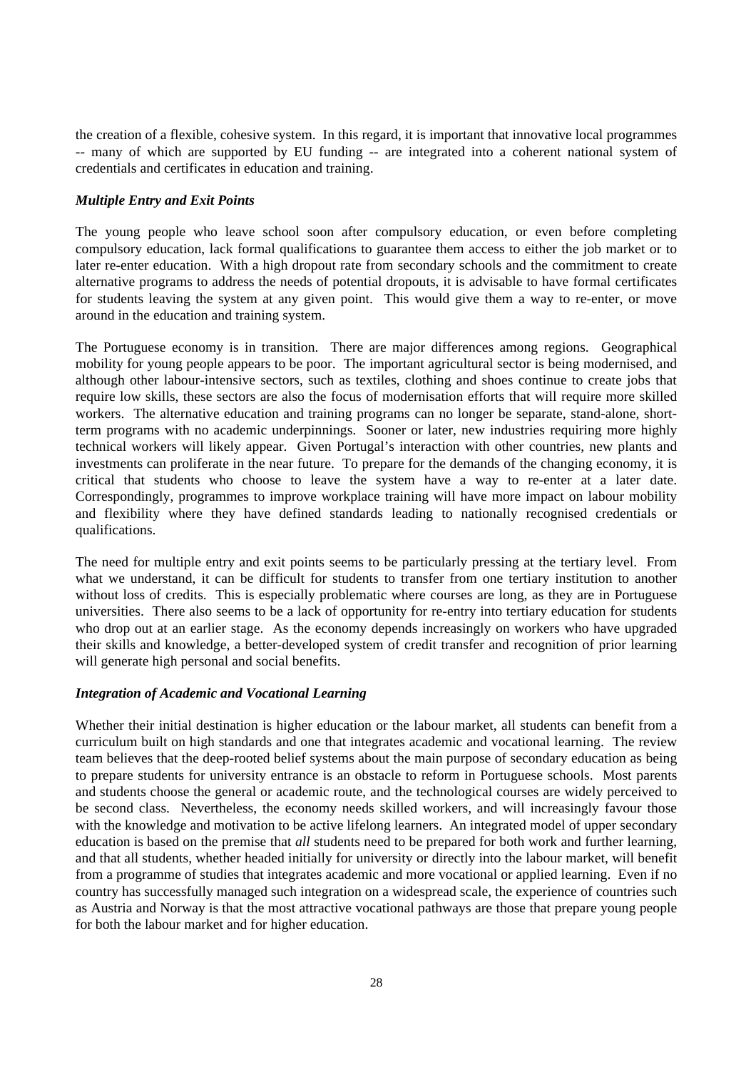the creation of a flexible, cohesive system. In this regard, it is important that innovative local programmes -- many of which are supported by EU funding -- are integrated into a coherent national system of credentials and certificates in education and training.

### *Multiple Entry and Exit Points*

The young people who leave school soon after compulsory education, or even before completing compulsory education, lack formal qualifications to guarantee them access to either the job market or to later re-enter education. With a high dropout rate from secondary schools and the commitment to create alternative programs to address the needs of potential dropouts, it is advisable to have formal certificates for students leaving the system at any given point. This would give them a way to re-enter, or move around in the education and training system.

The Portuguese economy is in transition. There are major differences among regions. Geographical mobility for young people appears to be poor. The important agricultural sector is being modernised, and although other labour-intensive sectors, such as textiles, clothing and shoes continue to create jobs that require low skills, these sectors are also the focus of modernisation efforts that will require more skilled workers. The alternative education and training programs can no longer be separate, stand-alone, short-term programs with no academic underpinnings. Sooner or later, new industries requiring more highly technical workers will likely appear. Given Portugal's interaction with other countries, new plants and investments can proliferate in the near future. To prepare for the demands of the changing economy, it is critical that students who choose to leave the system have a way to re-enter at a later date. Correspondingly, programmes to improve workplace training will have more impact on labour mobility and flexibility where they have defined standards leading to nationally recognised credentials or qualifications.

The need for multiple entry and exit points seems to be particularly pressing at the tertiary level. From what we understand, it can be difficult for students to transfer from one tertiary institution to another without loss of credits. This is especially problematic where courses are long, as they are in Portuguese universities. There also seems to be a lack of opportunity for re-entry into tertiary education for students who drop out at an earlier stage. As the economy depends increasingly on workers who have upgraded their skills and knowledge, a better-developed system of credit transfer and recognition of prior learning will generate high personal and social benefits.

### *Integration of Academic and Vocational Learning*

Whether their initial destination is higher education or the labour market, all students can benefit from a curriculum built on high standards and one that integrates academic and vocational learning. The review team believes that the deep-rooted belief systems about the main purpose of secondary education as being to prepare students for university entrance is an obstacle to reform in Portuguese schools. Most parents and students choose the general or academic route, and the technological courses are widely perceived to be second class. Nevertheless, the economy needs skilled workers, and will increasingly favour those with the knowledge and motivation to be active lifelong learners. An integrated model of upper secondary education is based on the premise that *all* students need to be prepared for both work and further learning, and that all students, whether headed initially for university or directly into the labour market, will benefit from a programme of studies that integrates academic and more vocational or applied learning. Even if no country has successfully managed such integration on a widespread scale, the experience of countries such as Austria and Norway is that the most attractive vocational pathways are those that prepare young people for both the labour market and for higher education.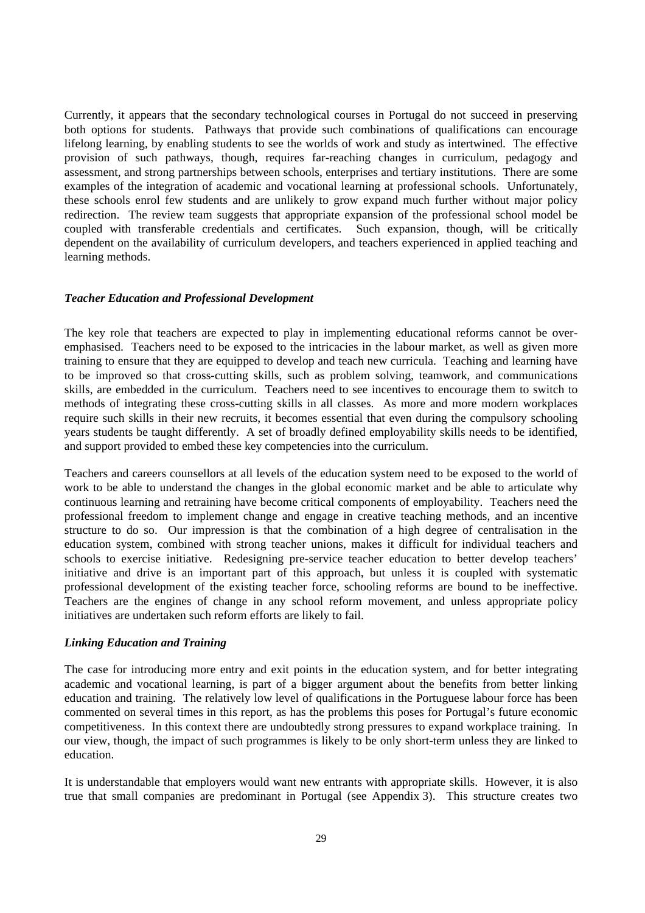Currently, it appears that the secondary technological courses in Portugal do not succeed in preserving both options for students. Pathways that provide such combinations of qualifications can encourage lifelong learning, by enabling students to see the worlds of work and study as intertwined. The effective provision of such pathways, though, requires far-reaching changes in curriculum, pedagogy and assessment, and strong partnerships between schools, enterprises and tertiary institutions. There are some examples of the integration of academic and vocational learning at professional schools. Unfortunately, these schools enrol few students and are unlikely to grow expand much further without major policy redirection. The review team suggests that appropriate expansion of the professional school model be coupled with transferable credentials and certificates. Such expansion, though, will be critically dependent on the availability of curriculum developers, and teachers experienced in applied teaching and learning methods.

### *Teacher Education and Professional Development*

The key role that teachers are expected to play in implementing educational reforms cannot be over-emphasised. Teachers need to be exposed to the intricacies in the labour market, as well as given more training to ensure that they are equipped to develop and teach new curricula. Teaching and learning have to be improved so that cross-cutting skills, such as problem solving, teamwork, and communications skills, are embedded in the curriculum. Teachers need to see incentives to encourage them to switch to methods of integrating these cross-cutting skills in all classes. As more and more modern workplaces require such skills in their new recruits, it becomes essential that even during the compulsory schooling years students be taught differently. A set of broadly defined employability skills needs to be identified, and support provided to embed these key competencies into the curriculum.

Teachers and careers counsellors at all levels of the education system need to be exposed to the world of work to be able to understand the changes in the global economic market and be able to articulate why continuous learning and retraining have become critical components of employability. Teachers need the professional freedom to implement change and engage in creative teaching methods, and an incentive structure to do so. Our impression is that the combination of a high degree of centralisation in the education system, combined with strong teacher unions, makes it difficult for individual teachers and schools to exercise initiative. Redesigning pre-service teacher education to better develop teachers' initiative and drive is an important part of this approach, but unless it is coupled with systematic professional development of the existing teacher force, schooling reforms are bound to be ineffective. Teachers are the engines of change in any school reform movement, and unless appropriate policy initiatives are undertaken such reform efforts are likely to fail.

### *Linking Education and Training*

The case for introducing more entry and exit points in the education system, and for better integrating academic and vocational learning, is part of a bigger argument about the benefits from better linking education and training. The relatively low level of qualifications in the Portuguese labour force has been commented on several times in this report, as has the problems this poses for Portugal's future economic competitiveness. In this context there are undoubtedly strong pressures to expand workplace training. In our view, though, the impact of such programmes is likely to be only short-term unless they are linked to education.

It is understandable that employers would want new entrants with appropriate skills. However, it is also true that small companies are predominant in Portugal (see Appendix 3). This structure creates two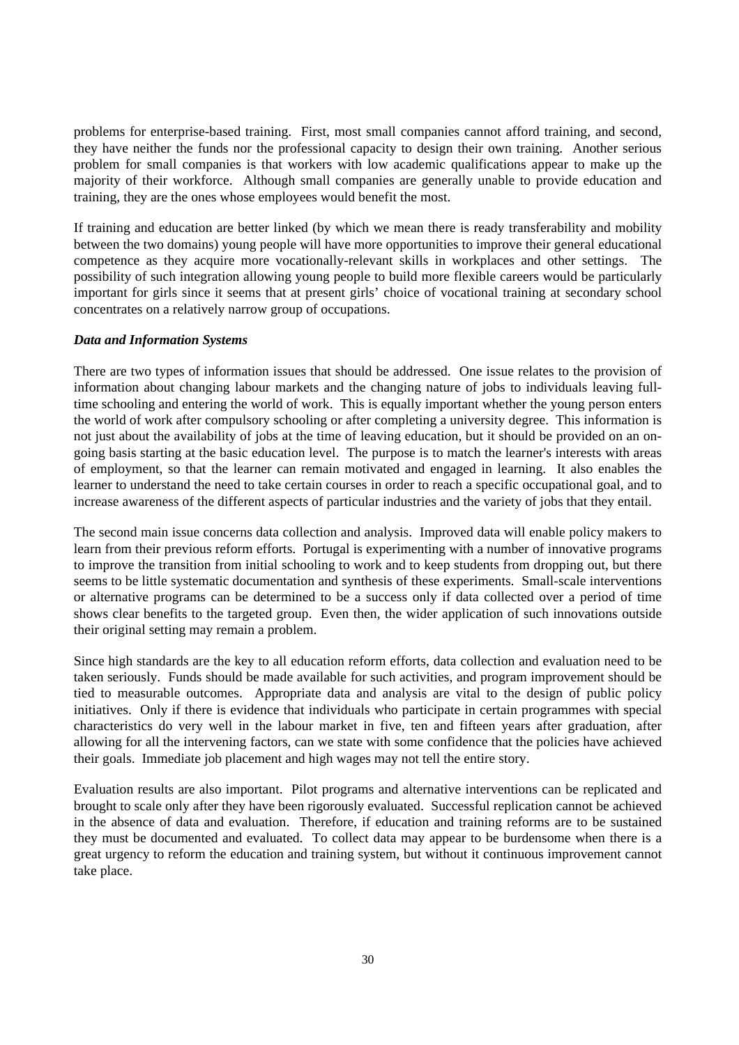problems for enterprise-based training. First, most small companies cannot afford training, and second, they have neither the funds nor the professional capacity to design their own training. Another serious problem for small companies is that workers with low academic qualifications appear to make up the majority of their workforce. Although small companies are generally unable to provide education and training, they are the ones whose employees would benefit the most.

If training and education are better linked (by which we mean there is ready transferability and mobility between the two domains) young people will have more opportunities to improve their general educational competence as they acquire more vocationally-relevant skills in workplaces and other settings. The possibility of such integration allowing young people to build more flexible careers would be particularly important for girls since it seems that at present girls' choice of vocational training at secondary school concentrates on a relatively narrow group of occupations.

***Data and Information Systems***

There are two types of information issues that should be addressed. One issue relates to the provision of information about changing labour markets and the changing nature of jobs to individuals leaving full-time schooling and entering the world of work. This is equally important whether the young person enters the world of work after compulsory schooling or after completing a university degree. This information is not just about the availability of jobs at the time of leaving education, but it should be provided on an on-going basis starting at the basic education level. The purpose is to match the learner's interests with areas of employment, so that the learner can remain motivated and engaged in learning. It also enables the learner to understand the need to take certain courses in order to reach a specific occupational goal, and to increase awareness of the different aspects of particular industries and the variety of jobs that they entail.

The second main issue concerns data collection and analysis. Improved data will enable policy makers to learn from their previous reform efforts. Portugal is experimenting with a number of innovative programs to improve the transition from initial schooling to work and to keep students from dropping out, but there seems to be little systematic documentation and synthesis of these experiments. Small-scale interventions or alternative programs can be determined to be a success only if data collected over a period of time shows clear benefits to the targeted group. Even then, the wider application of such innovations outside their original setting may remain a problem.

Since high standards are the key to all education reform efforts, data collection and evaluation need to be taken seriously. Funds should be made available for such activities, and program improvement should be tied to measurable outcomes. Appropriate data and analysis are vital to the design of public policy initiatives. Only if there is evidence that individuals who participate in certain programmes with special characteristics do very well in the labour market in five, ten and fifteen years after graduation, after allowing for all the intervening factors, can we state with some confidence that the policies have achieved their goals. Immediate job placement and high wages may not tell the entire story.

Evaluation results are also important. Pilot programs and alternative interventions can be replicated and brought to scale only after they have been rigorously evaluated. Successful replication cannot be achieved in the absence of data and evaluation. Therefore, if education and training reforms are to be sustained they must be documented and evaluated. To collect data may appear to be burdensome when there is a great urgency to reform the education and training system, but without it continuous improvement cannot take place.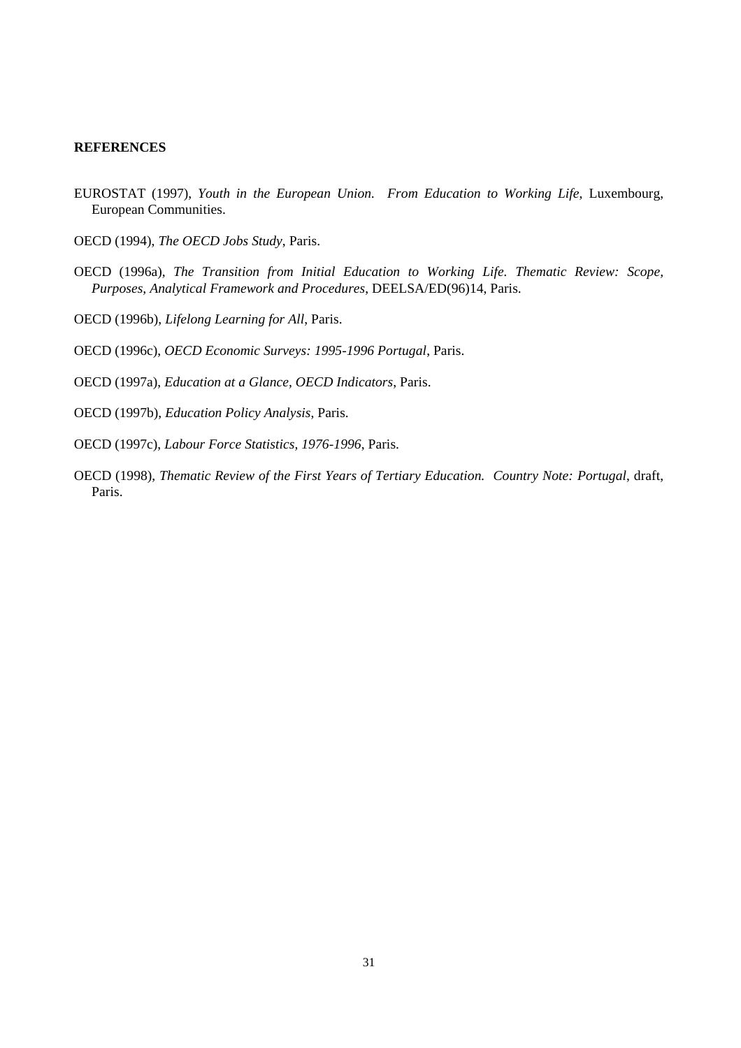## REFERENCES

EUROSTAT (1997), *Youth in the European Union. From Education to Working Life*, Luxembourg, European Communities.

OECD (1994), *The OECD Jobs Study*, Paris.

OECD (1996a), *The Transition from Initial Education to Working Life. Thematic Review: Scope, Purposes, Analytical Framework and Procedures*, DEELSA/ED(96)14, Paris.

OECD (1996b), *Lifelong Learning for All*, Paris.

OECD (1996c), *OECD Economic Surveys: 1995-1996 Portugal*, Paris.

OECD (1997a), *Education at a Glance, OECD Indicators*, Paris.

OECD (1997b), *Education Policy Analysis*, Paris.

OECD (1997c), *Labour Force Statistics, 1976-1996*, Paris.

OECD (1998), *Thematic Review of the First Years of Tertiary Education. Country Note: Portugal*, draft, Paris.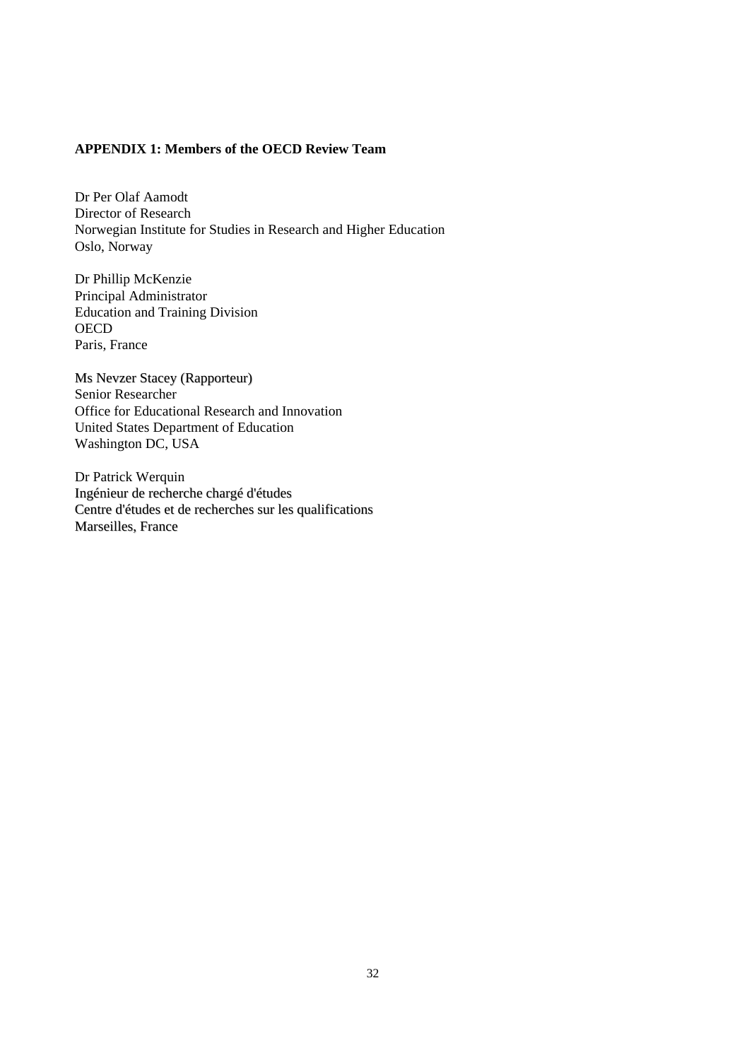**APPENDIX 1: Members of the OECD Review Team**

Dr Per Olaf Aamodt
Director of Research
Norwegian Institute for Studies in Research and Higher Education
Oslo, Norway

Dr Phillip McKenzie
Principal Administrator
Education and Training Division
OECD
Paris, France

Ms Nevzer Stacey (Rapporteur)
Senior Researcher
Office for Educational Research and Innovation
United States Department of Education
Washington DC, USA

Dr Patrick Werquin
Ingénieur de recherche chargé d'études
Centre d'études et de recherches sur les qualifications
Marseilles, France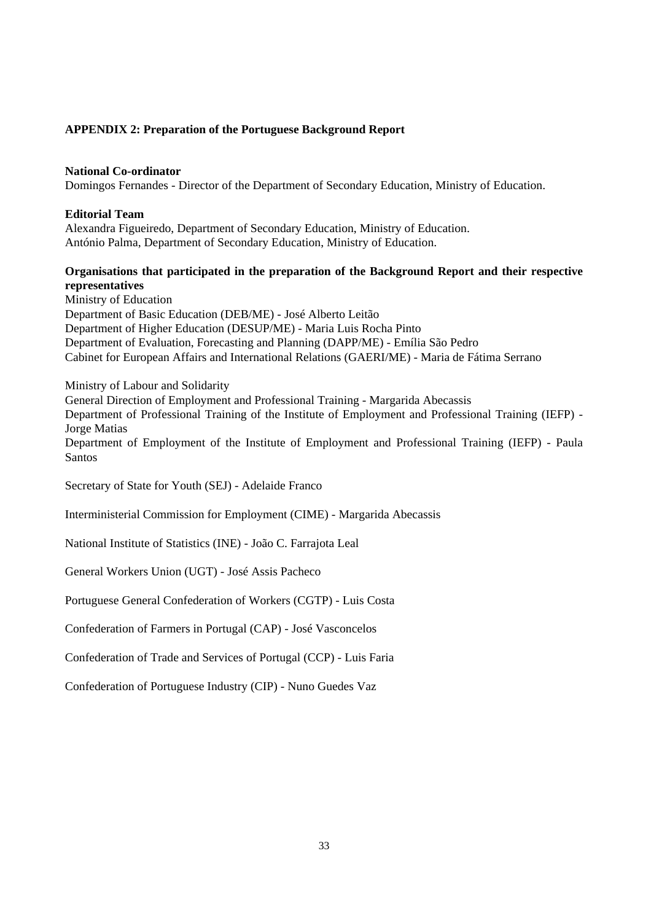## APPENDIX 2: Preparation of the Portuguese Background Report

**National Co-ordinator**
Domingos Fernandes - Director of the Department of Secondary Education, Ministry of Education.

**Editorial Team**
Alexandra Figueiredo, Department of Secondary Education, Ministry of Education.
António Palma, Department of Secondary Education, Ministry of Education.

**Organisations that participated in the preparation of the Background Report and their respective representatives**

Ministry of Education
Department of Basic Education (DEB/ME) - José Alberto Leitão
Department of Higher Education (DESUP/ME) - Maria Luis Rocha Pinto
Department of Evaluation, Forecasting and Planning (DAPP/ME) - Emília São Pedro
Cabinet for European Affairs and International Relations (GAERI/ME) - Maria de Fátima Serrano

Ministry of Labour and Solidarity
General Direction of Employment and Professional Training - Margarida Abecassis
Department of Professional Training of the Institute of Employment and Professional Training (IEFP) - Jorge Matias
Department of Employment of the Institute of Employment and Professional Training (IEFP) - Paula Santos

Secretary of State for Youth (SEJ) - Adelaide Franco

Interministerial Commission for Employment (CIME) - Margarida Abecassis

National Institute of Statistics (INE) - João C. Farrajota Leal

General Workers Union (UGT) - José Assis Pacheco

Portuguese General Confederation of Workers (CGTP) - Luis Costa

Confederation of Farmers in Portugal (CAP) - José Vasconcelos

Confederation of Trade and Services of Portugal (CCP) - Luis Faria

Confederation of Portuguese Industry (CIP) - Nuno Guedes Vaz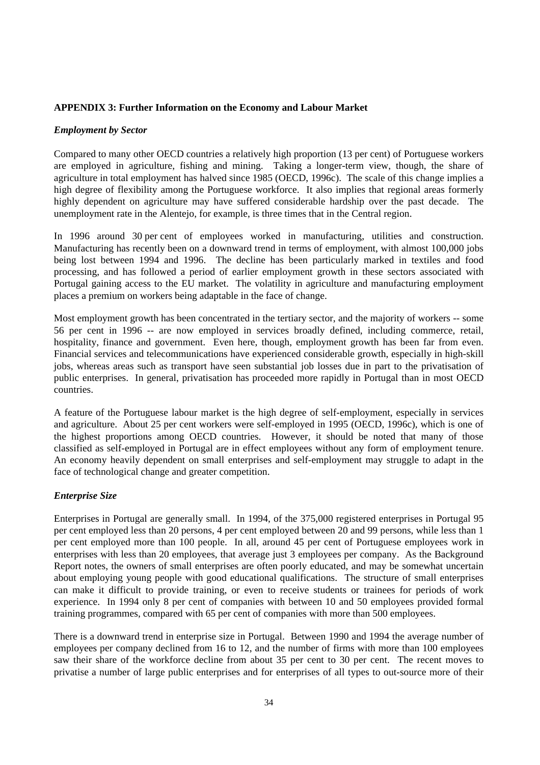### APPENDIX 3: Further Information on the Economy and Labour Market

***Employment by Sector***

Compared to many other OECD countries a relatively high proportion (13 per cent) of Portuguese workers are employed in agriculture, fishing and mining. Taking a longer-term view, though, the share of agriculture in total employment has halved since 1985 (OECD, 1996c). The scale of this change implies a high degree of flexibility among the Portuguese workforce. It also implies that regional areas formerly highly dependent on agriculture may have suffered considerable hardship over the past decade. The unemployment rate in the Alentejo, for example, is three times that in the Central region.

In 1996 around 30 per cent of employees worked in manufacturing, utilities and construction. Manufacturing has recently been on a downward trend in terms of employment, with almost 100,000 jobs being lost between 1994 and 1996. The decline has been particularly marked in textiles and food processing, and has followed a period of earlier employment growth in these sectors associated with Portugal gaining access to the EU market. The volatility in agriculture and manufacturing employment places a premium on workers being adaptable in the face of change.

Most employment growth has been concentrated in the tertiary sector, and the majority of workers -- some 56 per cent in 1996 -- are now employed in services broadly defined, including commerce, retail, hospitality, finance and government. Even here, though, employment growth has been far from even. Financial services and telecommunications have experienced considerable growth, especially in high-skill jobs, whereas areas such as transport have seen substantial job losses due in part to the privatisation of public enterprises. In general, privatisation has proceeded more rapidly in Portugal than in most OECD countries.

A feature of the Portuguese labour market is the high degree of self-employment, especially in services and agriculture. About 25 per cent workers were self-employed in 1995 (OECD, 1996c), which is one of the highest proportions among OECD countries. However, it should be noted that many of those classified as self-employed in Portugal are in effect employees without any form of employment tenure. An economy heavily dependent on small enterprises and self-employment may struggle to adapt in the face of technological change and greater competition.

***Enterprise Size***

Enterprises in Portugal are generally small. In 1994, of the 375,000 registered enterprises in Portugal 95 per cent employed less than 20 persons, 4 per cent employed between 20 and 99 persons, while less than 1 per cent employed more than 100 people. In all, around 45 per cent of Portuguese employees work in enterprises with less than 20 employees, that average just 3 employees per company. As the Background Report notes, the owners of small enterprises are often poorly educated, and may be somewhat uncertain about employing young people with good educational qualifications. The structure of small enterprises can make it difficult to provide training, or even to receive students or trainees for periods of work experience. In 1994 only 8 per cent of companies with between 10 and 50 employees provided formal training programmes, compared with 65 per cent of companies with more than 500 employees.

There is a downward trend in enterprise size in Portugal. Between 1990 and 1994 the average number of employees per company declined from 16 to 12, and the number of firms with more than 100 employees saw their share of the workforce decline from about 35 per cent to 30 per cent. The recent moves to privatise a number of large public enterprises and for enterprises of all types to out-source more of their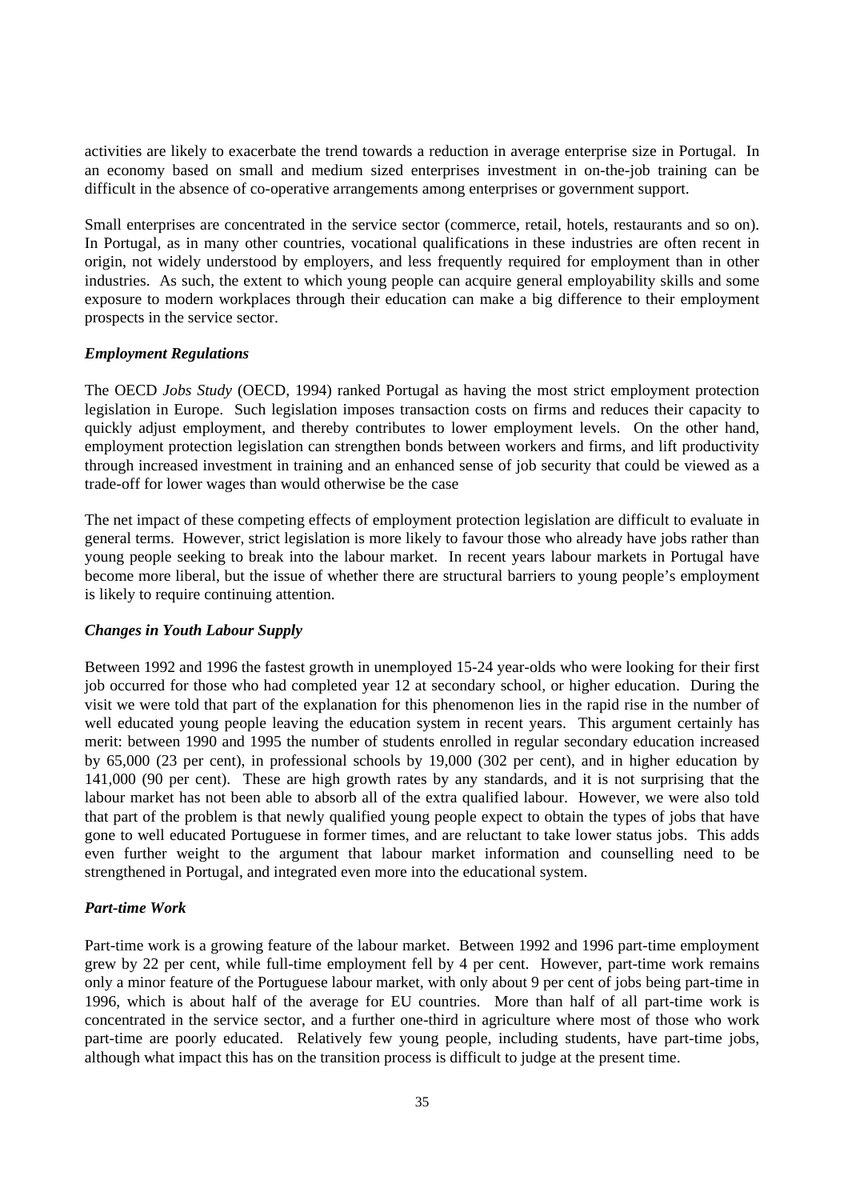activities are likely to exacerbate the trend towards a reduction in average enterprise size in Portugal. In an economy based on small and medium sized enterprises investment in on-the-job training can be difficult in the absence of co-operative arrangements among enterprises or government support.

Small enterprises are concentrated in the service sector (commerce, retail, hotels, restaurants and so on). In Portugal, as in many other countries, vocational qualifications in these industries are often recent in origin, not widely understood by employers, and less frequently required for employment than in other industries. As such, the extent to which young people can acquire general employability skills and some exposure to modern workplaces through their education can make a big difference to their employment prospects in the service sector.

***Employment Regulations***

The OECD *Jobs Study* (OECD, 1994) ranked Portugal as having the most strict employment protection legislation in Europe. Such legislation imposes transaction costs on firms and reduces their capacity to quickly adjust employment, and thereby contributes to lower employment levels. On the other hand, employment protection legislation can strengthen bonds between workers and firms, and lift productivity through increased investment in training and an enhanced sense of job security that could be viewed as a trade-off for lower wages than would otherwise be the case

The net impact of these competing effects of employment protection legislation are difficult to evaluate in general terms. However, strict legislation is more likely to favour those who already have jobs rather than young people seeking to break into the labour market. In recent years labour markets in Portugal have become more liberal, but the issue of whether there are structural barriers to young people's employment is likely to require continuing attention.

***Changes in Youth Labour Supply***

Between 1992 and 1996 the fastest growth in unemployed 15-24 year-olds who were looking for their first job occurred for those who had completed year 12 at secondary school, or higher education. During the visit we were told that part of the explanation for this phenomenon lies in the rapid rise in the number of well educated young people leaving the education system in recent years. This argument certainly has merit: between 1990 and 1995 the number of students enrolled in regular secondary education increased by 65,000 (23 per cent), in professional schools by 19,000 (302 per cent), and in higher education by 141,000 (90 per cent). These are high growth rates by any standards, and it is not surprising that the labour market has not been able to absorb all of the extra qualified labour. However, we were also told that part of the problem is that newly qualified young people expect to obtain the types of jobs that have gone to well educated Portuguese in former times, and are reluctant to take lower status jobs. This adds even further weight to the argument that labour market information and counselling need to be strengthened in Portugal, and integrated even more into the educational system.

***Part-time Work***

Part-time work is a growing feature of the labour market. Between 1992 and 1996 part-time employment grew by 22 per cent, while full-time employment fell by 4 per cent. However, part-time work remains only a minor feature of the Portuguese labour market, with only about 9 per cent of jobs being part-time in 1996, which is about half of the average for EU countries. More than half of all part-time work is concentrated in the service sector, and a further one-third in agriculture where most of those who work part-time are poorly educated. Relatively few young people, including students, have part-time jobs, although what impact this has on the transition process is difficult to judge at the present time.